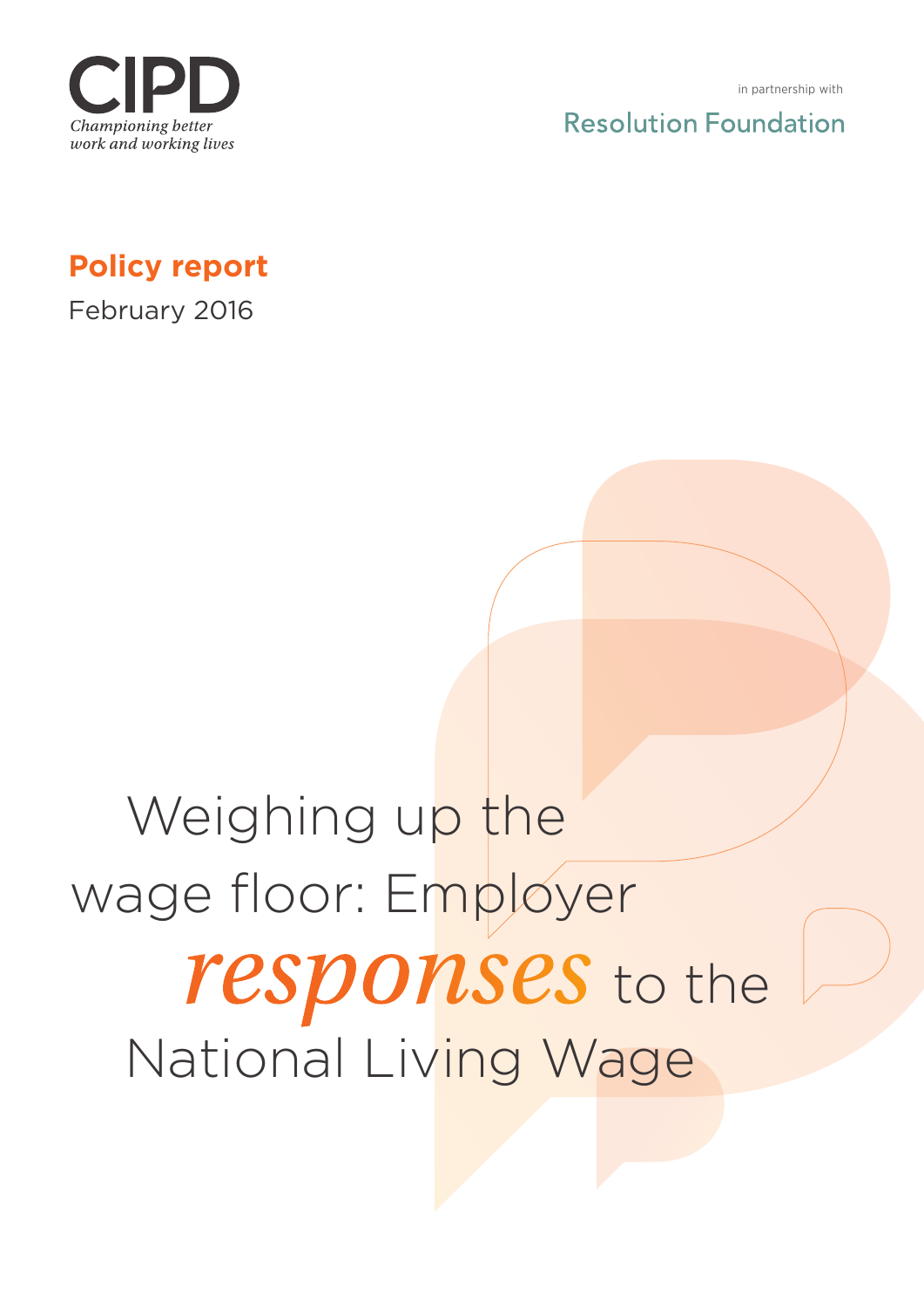CIPD

*Championing better work and working lives*

in partnership with

Resolution Foundation

**Policy report**

February 2016

# Weighing up the wage floor: Employer *responses* to the National Living Wage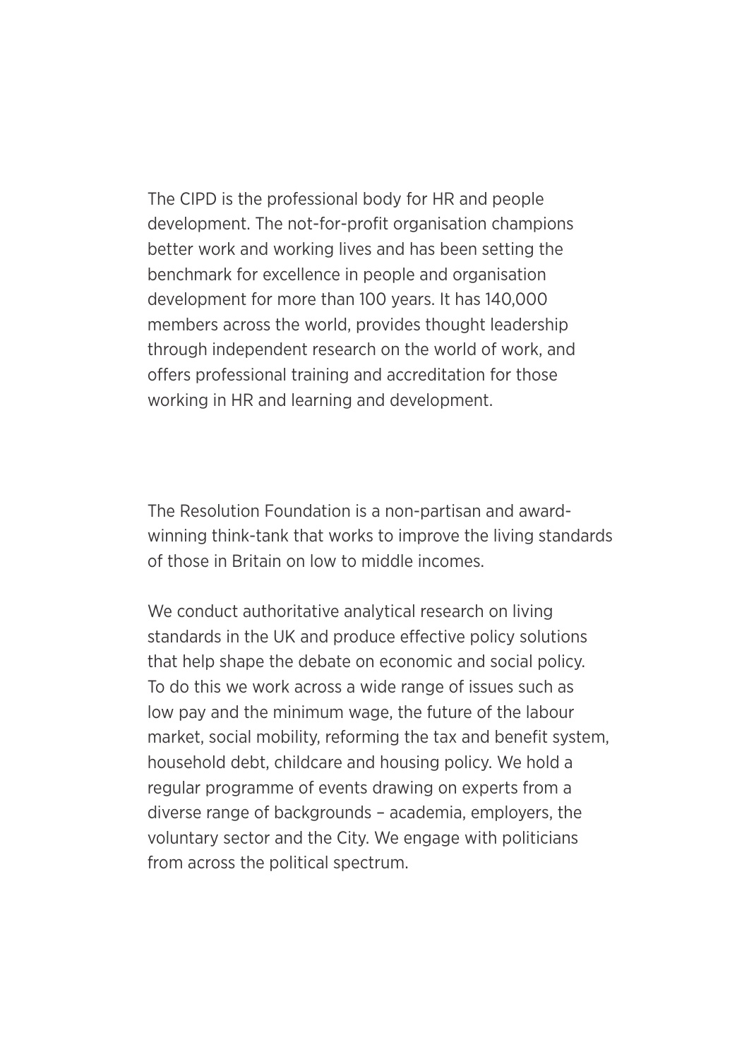The CIPD is the professional body for HR and people development. The not-for-profit organisation champions better work and working lives and has been setting the benchmark for excellence in people and organisation development for more than 100 years. It has 140,000 members across the world, provides thought leadership through independent research on the world of work, and offers professional training and accreditation for those working in HR and learning and development.

The Resolution Foundation is a non-partisan and award-winning think-tank that works to improve the living standards of those in Britain on low to middle incomes.

We conduct authoritative analytical research on living standards in the UK and produce effective policy solutions that help shape the debate on economic and social policy. To do this we work across a wide range of issues such as low pay and the minimum wage, the future of the labour market, social mobility, reforming the tax and benefit system, household debt, childcare and housing policy. We hold a regular programme of events drawing on experts from a diverse range of backgrounds – academia, employers, the voluntary sector and the City. We engage with politicians from across the political spectrum.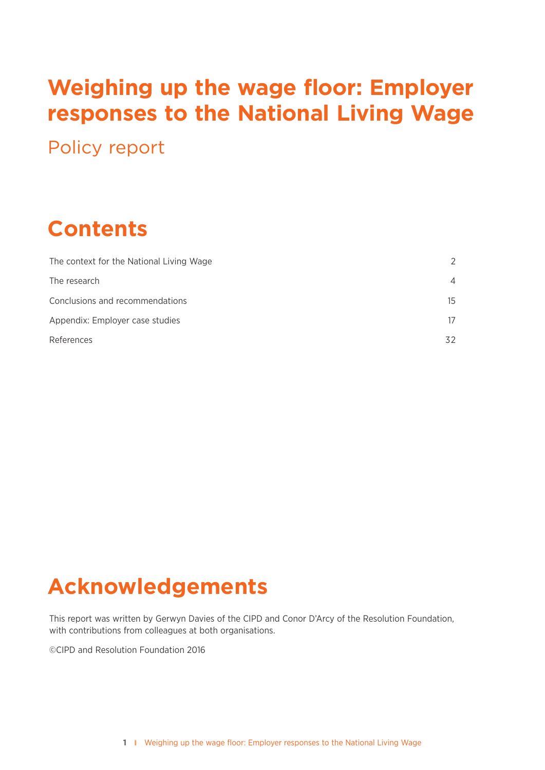# Weighing up the wage floor: Employer responses to the National Living Wage

Policy report

## Contents

| | |
|---|---|
| The context for the National Living Wage | 2 |
| The research | 4 |
| Conclusions and recommendations | 15 |
| Appendix: Employer case studies | 17 |
| References | 32 |

## Acknowledgements

This report was written by Gerwyn Davies of the CIPD and Conor D'Arcy of the Resolution Foundation, with contributions from colleagues at both organisations.

©CIPD and Resolution Foundation 2016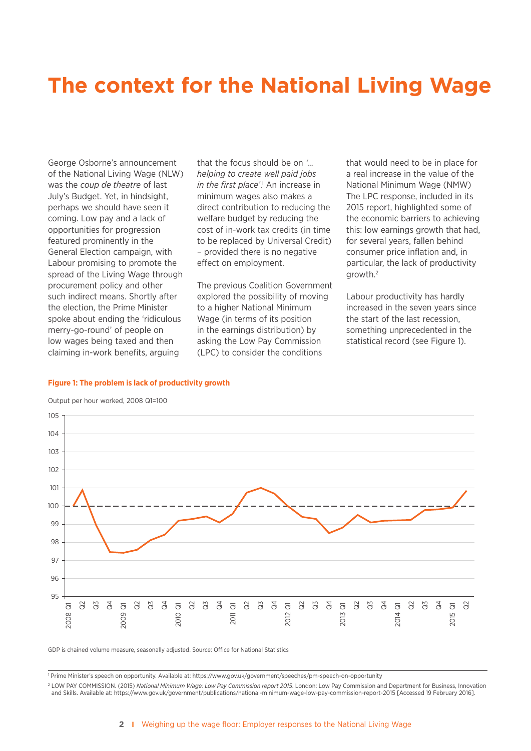# The context for the National Living Wage

George Osborne's announcement of the National Living Wage (NLW) was the *coup de theatre* of last July's Budget. Yet, in hindsight, perhaps we should have seen it coming. Low pay and a lack of opportunities for progression featured prominently in the General Election campaign, with Labour promising to promote the spread of the Living Wage through procurement policy and other such indirect means. Shortly after the election, the Prime Minister spoke about ending the 'ridiculous merry-go-round' of people on low wages being taxed and then claiming in-work benefits, arguing that the focus should be on *'… helping to create well paid jobs in the first place'*.[1] An increase in minimum wages also makes a direct contribution to reducing the welfare budget by reducing the cost of in-work tax credits (in time to be replaced by Universal Credit) – provided there is no negative effect on employment.

The previous Coalition Government explored the possibility of moving to a higher National Minimum Wage (in terms of its position in the earnings distribution) by asking the Low Pay Commission (LPC) to consider the conditions that would need to be in place for a real increase in the value of the National Minimum Wage (NMW) The LPC response, included in its 2015 report, highlighted some of the economic barriers to achieving this: low earnings growth that had, for several years, fallen behind consumer price inflation and, in particular, the lack of productivity growth.[2]

Labour productivity has hardly increased in the seven years since the start of the last recession, something unprecedented in the statistical record (see Figure 1).

**Figure 1: The problem is lack of productivity growth**

Output per hour worked, 2008 Q1=100

GDP is chained volume measure, seasonally adjusted. Source: Office for National Statistics

[1] Prime Minister's speech on opportunity. Available at: https://www.gov.uk/government/speeches/pm-speech-on-opportunity

[2] LOW PAY COMMISSION. (2015) *National Minimum Wage: Low Pay Commission report 2015*. London: Low Pay Commission and Department for Business, Innovation and Skills. Available at: https://www.gov.uk/government/publications/national-minimum-wage-low-pay-commission-report-2015 [Accessed 19 February 2016].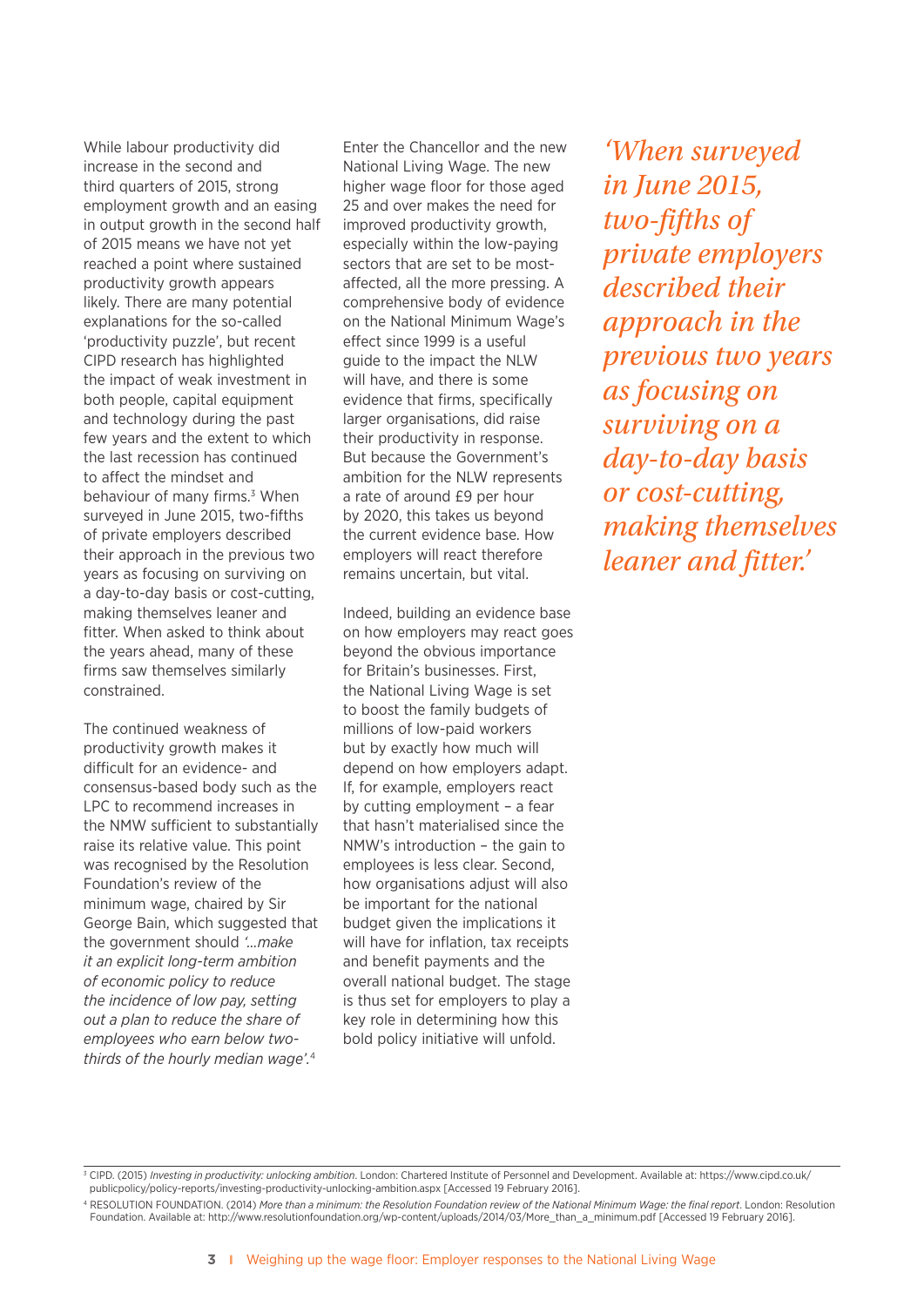While labour productivity did increase in the second and third quarters of 2015, strong employment growth and an easing in output growth in the second half of 2015 means we have not yet reached a point where sustained productivity growth appears likely. There are many potential explanations for the so-called 'productivity puzzle', but recent CIPD research has highlighted the impact of weak investment in both people, capital equipment and technology during the past few years and the extent to which the last recession has continued to affect the mindset and behaviour of many firms.[3] When surveyed in June 2015, two-fifths of private employers described their approach in the previous two years as focusing on surviving on a day-to-day basis or cost-cutting, making themselves leaner and fitter. When asked to think about the years ahead, many of these firms saw themselves similarly constrained.

The continued weakness of productivity growth makes it difficult for an evidence- and consensus-based body such as the LPC to recommend increases in the NMW sufficient to substantially raise its relative value. This point was recognised by the Resolution Foundation's review of the minimum wage, chaired by Sir George Bain, which suggested that the government should *'…make it an explicit long-term ambition of economic policy to reduce the incidence of low pay, setting out a plan to reduce the share of employees who earn below two-thirds of the hourly median wage'.*[4]

Enter the Chancellor and the new National Living Wage. The new higher wage floor for those aged 25 and over makes the need for improved productivity growth, especially within the low-paying sectors that are set to be most-affected, all the more pressing. A comprehensive body of evidence on the National Minimum Wage's effect since 1999 is a useful guide to the impact the NLW will have, and there is some evidence that firms, specifically larger organisations, did raise their productivity in response. But because the Government's ambition for the NLW represents a rate of around £9 per hour by 2020, this takes us beyond the current evidence base. How employers will react therefore remains uncertain, but vital.

Indeed, building an evidence base on how employers may react goes beyond the obvious importance for Britain's businesses. First, the National Living Wage is set to boost the family budgets of millions of low-paid workers but by exactly how much will depend on how employers adapt. If, for example, employers react by cutting employment – a fear that hasn't materialised since the NMW's introduction – the gain to employees is less clear. Second, how organisations adjust will also be important for the national budget given the implications it will have for inflation, tax receipts and benefit payments and the overall national budget. The stage is thus set for employers to play a key role in determining how this bold policy initiative will unfold.

> *'When surveyed in June 2015, two-fifths of private employers described their approach in the previous two years as focusing on surviving on a day-to-day basis or cost-cutting, making themselves leaner and fitter.'*

---

[3] CIPD. (2015) *Investing in productivity: unlocking ambition*. London: Chartered Institute of Personnel and Development. Available at: https://www.cipd.co.uk/publicpolicy/policy-reports/investing-productivity-unlocking-ambition.aspx [Accessed 19 February 2016].

[4] RESOLUTION FOUNDATION. (2014) *More than a minimum: the Resolution Foundation review of the National Minimum Wage: the final report*. London: Resolution Foundation. Available at: http://www.resolutionfoundation.org/wp-content/uploads/2014/03/More_than_a_minimum.pdf [Accessed 19 February 2016].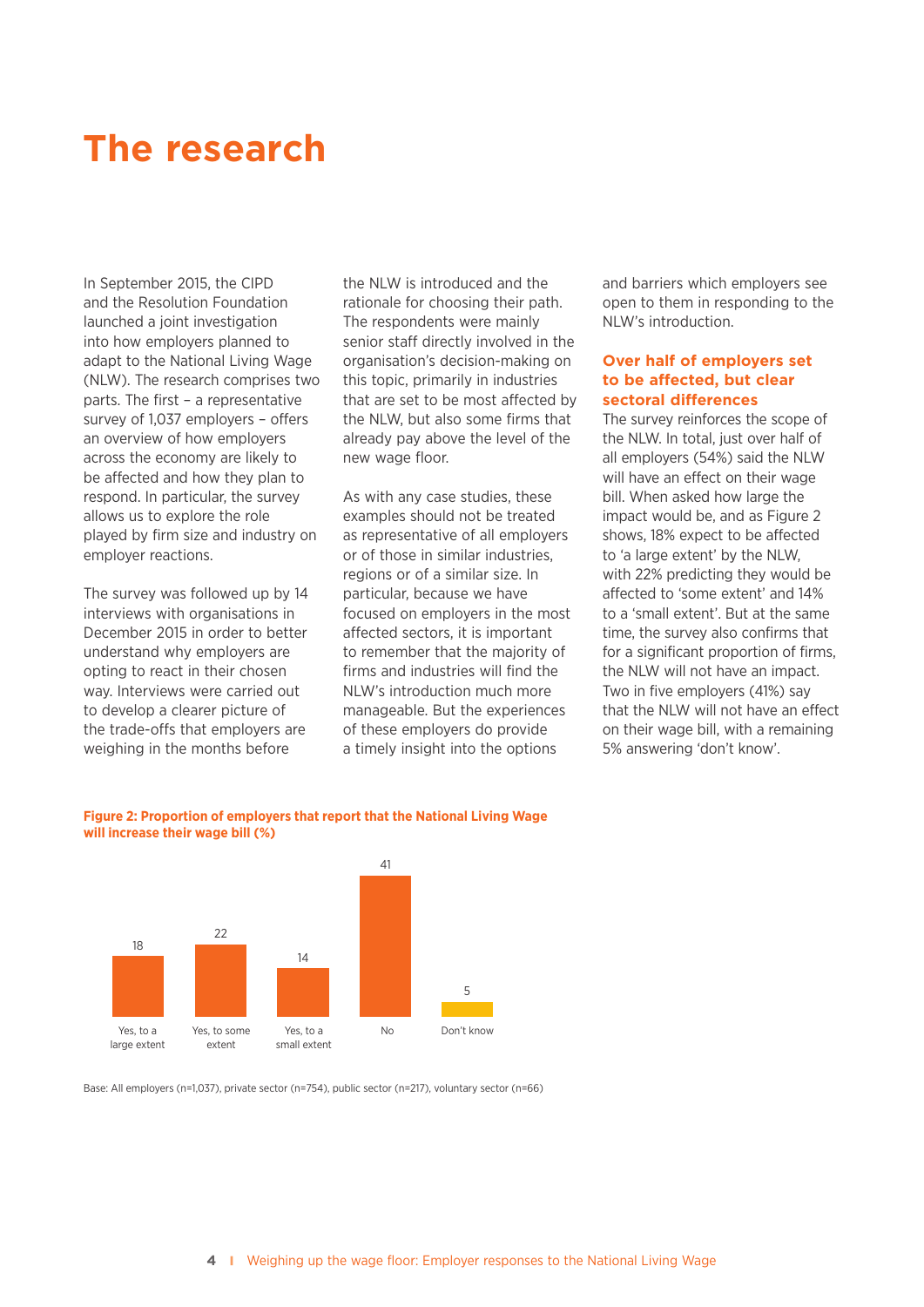# The research

In September 2015, the CIPD and the Resolution Foundation launched a joint investigation into how employers planned to adapt to the National Living Wage (NLW). The research comprises two parts. The first – a representative survey of 1,037 employers – offers an overview of how employers across the economy are likely to be affected and how they plan to respond. In particular, the survey allows us to explore the role played by firm size and industry on employer reactions.

The survey was followed up by 14 interviews with organisations in December 2015 in order to better understand why employers are opting to react in their chosen way. Interviews were carried out to develop a clearer picture of the trade-offs that employers are weighing in the months before the NLW is introduced and the rationale for choosing their path. The respondents were mainly senior staff directly involved in the organisation's decision-making on this topic, primarily in industries that are set to be most affected by the NLW, but also some firms that already pay above the level of the new wage floor.

As with any case studies, these examples should not be treated as representative of all employers or of those in similar industries, regions or of a similar size. In particular, because we have focused on employers in the most affected sectors, it is important to remember that the majority of firms and industries will find the NLW's introduction much more manageable. But the experiences of these employers do provide a timely insight into the options and barriers which employers see open to them in responding to the NLW's introduction.

### Over half of employers set to be affected, but clear sectoral differences

The survey reinforces the scope of the NLW. In total, just over half of all employers (54%) said the NLW will have an effect on their wage bill. When asked how large the impact would be, and as Figure 2 shows, 18% expect to be affected to 'a large extent' by the NLW, with 22% predicting they would be affected to 'some extent' and 14% to a 'small extent'. But at the same time, the survey also confirms that for a significant proportion of firms, the NLW will not have an impact. Two in five employers (41%) say that the NLW will not have an effect on their wage bill, with a remaining 5% answering 'don't know'.

**Figure 2: Proportion of employers that report that the National Living Wage will increase their wage bill (%)**

| Response | % |
|---|---|
| Yes, to a large extent | 18 |
| Yes, to some extent | 22 |
| Yes, to a small extent | 14 |
| No | 41 |
| Don't know | 5 |

Base: All employers (n=1,037), private sector (n=754), public sector (n=217), voluntary sector (n=66)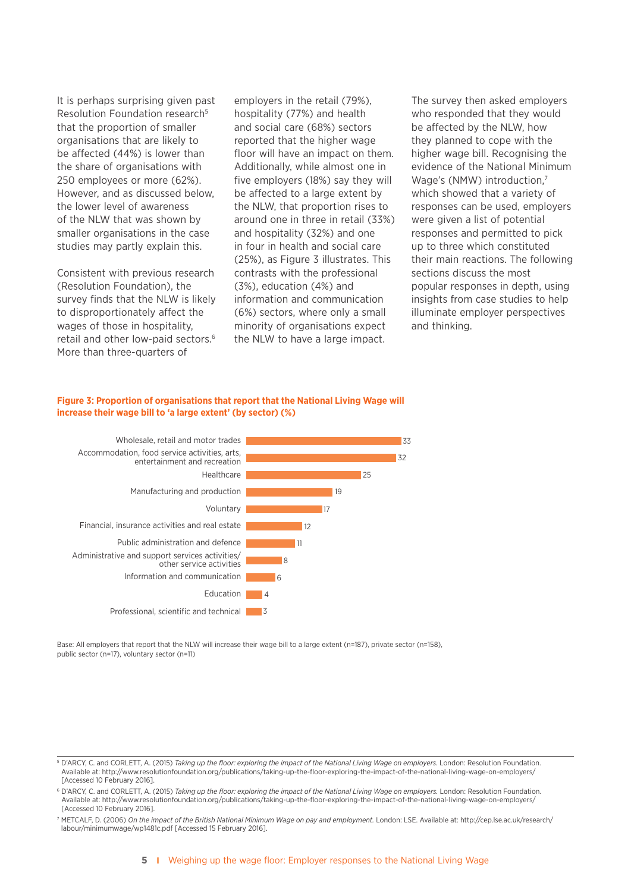It is perhaps surprising given past Resolution Foundation research[5] that the proportion of smaller organisations that are likely to be affected (44%) is lower than the share of organisations with 250 employees or more (62%). However, and as discussed below, the lower level of awareness of the NLW that was shown by smaller organisations in the case studies may partly explain this.

Consistent with previous research (Resolution Foundation), the survey finds that the NLW is likely to disproportionately affect the wages of those in hospitality, retail and other low-paid sectors.[6] More than three-quarters of employers in the retail (79%), hospitality (77%) and health and social care (68%) sectors reported that the higher wage floor will have an impact on them. Additionally, while almost one in five employers (18%) say they will be affected to a large extent by the NLW, that proportion rises to around one in three in retail (33%) and hospitality (32%) and one in four in health and social care (25%), as Figure 3 illustrates. This contrasts with the professional (3%), education (4%) and information and communication (6%) sectors, where only a small minority of organisations expect the NLW to have a large impact.

The survey then asked employers who responded that they would be affected by the NLW, how they planned to cope with the higher wage bill. Recognising the evidence of the National Minimum Wage's (NMW) introduction,[7] which showed that a variety of responses can be used, employers were given a list of potential responses and permitted to pick up to three which constituted their main reactions. The following sections discuss the most popular responses in depth, using insights from case studies to help illuminate employer perspectives and thinking.

**Figure 3: Proportion of organisations that report that the National Living Wage will increase their wage bill to 'a large extent' (by sector) (%)**

| Sector | % |
|---|---|
| Wholesale, retail and motor trades | 33 |
| Accommodation, food service activities, arts, entertainment and recreation | 32 |
| Healthcare | 25 |
| Manufacturing and production | 19 |
| Voluntary | 17 |
| Financial, insurance activities and real estate | 12 |
| Public administration and defence | 11 |
| Administrative and support services activities/ other service activities | 8 |
| Information and communication | 6 |
| Education | 4 |
| Professional, scientific and technical | 3 |

Base: All employers that report that the NLW will increase their wage bill to a large extent (n=187), private sector (n=158), public sector (n=17), voluntary sector (n=11)

[5] D'ARCY, C. and CORLETT, A. (2015) *Taking up the floor: exploring the impact of the National Living Wage on employers.* London: Resolution Foundation. Available at: http://www.resolutionfoundation.org/publications/taking-up-the-floor-exploring-the-impact-of-the-national-living-wage-on-employers/ [Accessed 10 February 2016].

[6] D'ARCY, C. and CORLETT, A. (2015) *Taking up the floor: exploring the impact of the National Living Wage on employers.* London: Resolution Foundation. Available at: http://www.resolutionfoundation.org/publications/taking-up-the-floor-exploring-the-impact-of-the-national-living-wage-on-employers/ [Accessed 10 February 2016].

[7] METCALF, D. (2006) *On the impact of the British National Minimum Wage on pay and employment.* London: LSE. Available at: http://cep.lse.ac.uk/research/labour/minimumwage/wp1481c.pdf [Accessed 15 February 2016].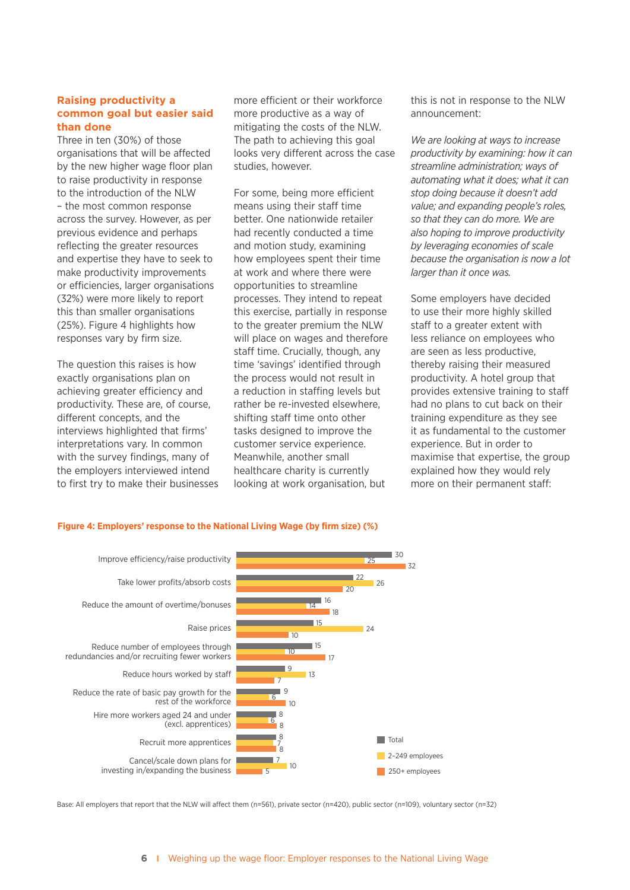### Raising productivity a common goal but easier said than done

Three in ten (30%) of those organisations that will be affected by the new higher wage floor plan to raise productivity in response to the introduction of the NLW – the most common response across the survey. However, as per previous evidence and perhaps reflecting the greater resources and expertise they have to seek to make productivity improvements or efficiencies, larger organisations (32%) were more likely to report this than smaller organisations (25%). Figure 4 highlights how responses vary by firm size.

The question this raises is how exactly organisations plan on achieving greater efficiency and productivity. These are, of course, different concepts, and the interviews highlighted that firms' interpretations vary. In common with the survey findings, many of the employers interviewed intend to first try to make their businesses more efficient or their workforce more productive as a way of mitigating the costs of the NLW. The path to achieving this goal looks very different across the case studies, however.

For some, being more efficient means using their staff time better. One nationwide retailer had recently conducted a time and motion study, examining how employees spent their time at work and where there were opportunities to streamline processes. They intend to repeat this exercise, partially in response to the greater premium the NLW will place on wages and therefore staff time. Crucially, though, any time 'savings' identified through the process would not result in a reduction in staffing levels but rather be re-invested elsewhere, shifting staff time onto other tasks designed to improve the customer service experience. Meanwhile, another small healthcare charity is currently looking at work organisation, but this is not in response to the NLW announcement:

*We are looking at ways to increase productivity by examining: how it can streamline administration; ways of automating what it does; what it can stop doing because it doesn't add value; and expanding people's roles, so that they can do more. We are also hoping to improve productivity by leveraging economies of scale because the organisation is now a lot larger than it once was.*

Some employers have decided to use their more highly skilled staff to a greater extent with less reliance on employees who are seen as less productive, thereby raising their measured productivity. A hotel group that provides extensive training to staff had no plans to cut back on their training expenditure as they see it as fundamental to the customer experience. But in order to maximise that expertise, the group explained how they would rely more on their permanent staff:

**Figure 4: Employers' response to the National Living Wage (by firm size) (%)**

| Response | Total | 2–249 employees | 250+ employees |
|---|---|---|---|
| Improve efficiency/raise productivity | 30 | 25 | 32 |
| Take lower profits/absorb costs | 22 | 26 | 20 |
| Reduce the amount of overtime/bonuses | 16 | 14 | 18 |
| Raise prices | 15 | 24 | 10 |
| Reduce number of employees through redundancies and/or recruiting fewer workers | 15 | 10 | 17 |
| Reduce hours worked by staff | 9 | 13 | 7 |
| Reduce the rate of basic pay growth for the rest of the workforce | 9 | 6 | 10 |
| Hire more workers aged 24 and under (excl. apprentices) | 8 | 6 | 8 |
| Recruit more apprentices | 8 | 7 | 8 |
| Cancel/scale down plans for investing in/expanding the business | 7 | 10 | 5 |

Base: All employers that report that the NLW will affect them (n=561), private sector (n=420), public sector (n=109), voluntary sector (n=32)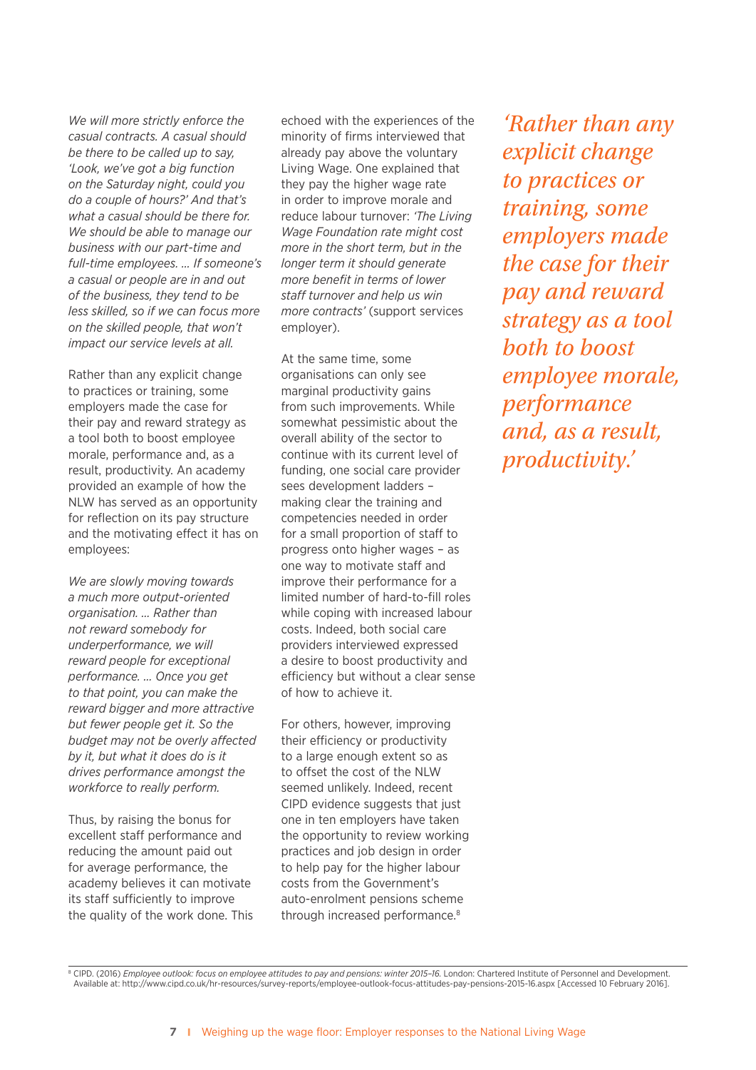*We will more strictly enforce the casual contracts. A casual should be there to be called up to say, 'Look, we've got a big function on the Saturday night, could you do a couple of hours?' And that's what a casual should be there for. We should be able to manage our business with our part-time and full-time employees. … If someone's a casual or people are in and out of the business, they tend to be less skilled, so if we can focus more on the skilled people, that won't impact our service levels at all.*

Rather than any explicit change to practices or training, some employers made the case for their pay and reward strategy as a tool both to boost employee morale, performance and, as a result, productivity. An academy provided an example of how the NLW has served as an opportunity for reflection on its pay structure and the motivating effect it has on employees:

*We are slowly moving towards a much more output-oriented organisation. … Rather than not reward somebody for underperformance, we will reward people for exceptional performance. … Once you get to that point, you can make the reward bigger and more attractive but fewer people get it. So the budget may not be overly affected by it, but what it does do is it drives performance amongst the workforce to really perform.*

Thus, by raising the bonus for excellent staff performance and reducing the amount paid out for average performance, the academy believes it can motivate its staff sufficiently to improve the quality of the work done. This echoed with the experiences of the minority of firms interviewed that already pay above the voluntary Living Wage. One explained that they pay the higher wage rate in order to improve morale and reduce labour turnover: *'The Living Wage Foundation rate might cost more in the short term, but in the longer term it should generate more benefit in terms of lower staff turnover and help us win more contracts'* (support services employer).

At the same time, some organisations can only see marginal productivity gains from such improvements. While somewhat pessimistic about the overall ability of the sector to continue with its current level of funding, one social care provider sees development ladders – making clear the training and competencies needed in order for a small proportion of staff to progress onto higher wages – as one way to motivate staff and improve their performance for a limited number of hard-to-fill roles while coping with increased labour costs. Indeed, both social care providers interviewed expressed a desire to boost productivity and efficiency but without a clear sense of how to achieve it.

For others, however, improving their efficiency or productivity to a large enough extent so as to offset the cost of the NLW seemed unlikely. Indeed, recent CIPD evidence suggests that just one in ten employers have taken the opportunity to review working practices and job design in order to help pay for the higher labour costs from the Government's auto-enrolment pensions scheme through increased performance.[8]

*'Rather than any explicit change to practices or training, some employers made the case for their pay and reward strategy as a tool both to boost employee morale, performance and, as a result, productivity.'*

---

[8] CIPD. (2016) *Employee outlook: focus on employee attitudes to pay and pensions: winter 2015–16.* London: Chartered Institute of Personnel and Development. Available at: http://www.cipd.co.uk/hr-resources/survey-reports/employee-outlook-focus-attitudes-pay-pensions-2015-16.aspx [Accessed 10 February 2016].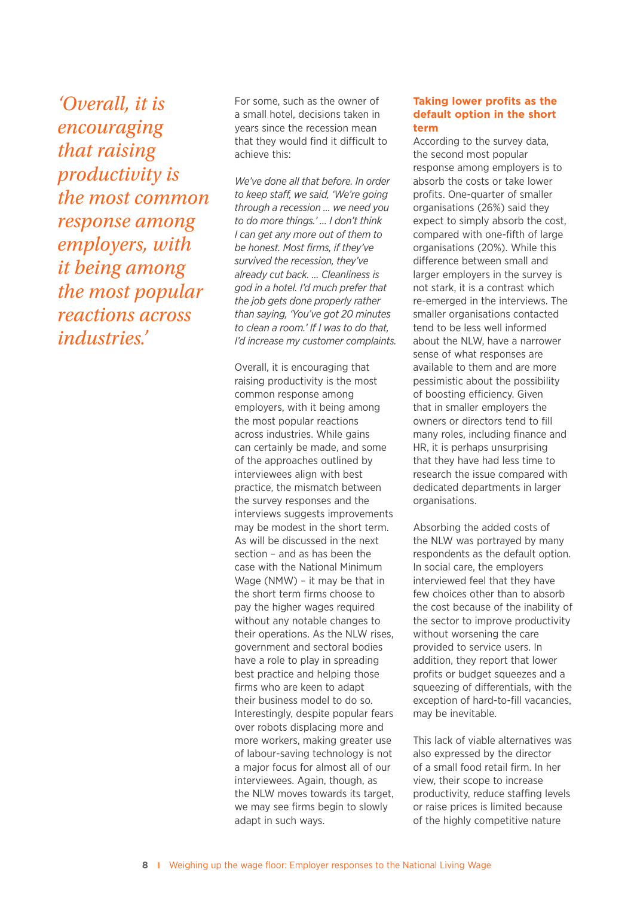*'Overall, it is encouraging that raising productivity is the most common response among employers, with it being among the most popular reactions across industries.'*

For some, such as the owner of a small hotel, decisions taken in years since the recession mean that they would find it difficult to achieve this:

*We've done all that before. In order to keep staff, we said, 'We're going through a recession ... we need you to do more things.' ... I don't think I can get any more out of them to be honest. Most firms, if they've survived the recession, they've already cut back. ... Cleanliness is god in a hotel. I'd much prefer that the job gets done properly rather than saying, 'You've got 20 minutes to clean a room.' If I was to do that, I'd increase my customer complaints.*

Overall, it is encouraging that raising productivity is the most common response among employers, with it being among the most popular reactions across industries. While gains can certainly be made, and some of the approaches outlined by interviewees align with best practice, the mismatch between the survey responses and the interviews suggests improvements may be modest in the short term. As will be discussed in the next section – and as has been the case with the National Minimum Wage (NMW) – it may be that in the short term firms choose to pay the higher wages required without any notable changes to their operations. As the NLW rises, government and sectoral bodies have a role to play in spreading best practice and helping those firms who are keen to adapt their business model to do so. Interestingly, despite popular fears over robots displacing more and more workers, making greater use of labour-saving technology is not a major focus for almost all of our interviewees. Again, though, as the NLW moves towards its target, we may see firms begin to slowly adapt in such ways.

## Taking lower profits as the default option in the short term

According to the survey data, the second most popular response among employers is to absorb the costs or take lower profits. One-quarter of smaller organisations (26%) said they expect to simply absorb the cost, compared with one-fifth of large organisations (20%). While this difference between small and larger employers in the survey is not stark, it is a contrast which re-emerged in the interviews. The smaller organisations contacted tend to be less well informed about the NLW, have a narrower sense of what responses are available to them and are more pessimistic about the possibility of boosting efficiency. Given that in smaller employers the owners or directors tend to fill many roles, including finance and HR, it is perhaps unsurprising that they have had less time to research the issue compared with dedicated departments in larger organisations.

Absorbing the added costs of the NLW was portrayed by many respondents as the default option. In social care, the employers interviewed feel that they have few choices other than to absorb the cost because of the inability of the sector to improve productivity without worsening the care provided to service users. In addition, they report that lower profits or budget squeezes and a squeezing of differentials, with the exception of hard-to-fill vacancies, may be inevitable.

This lack of viable alternatives was also expressed by the director of a small food retail firm. In her view, their scope to increase productivity, reduce staffing levels or raise prices is limited because of the highly competitive nature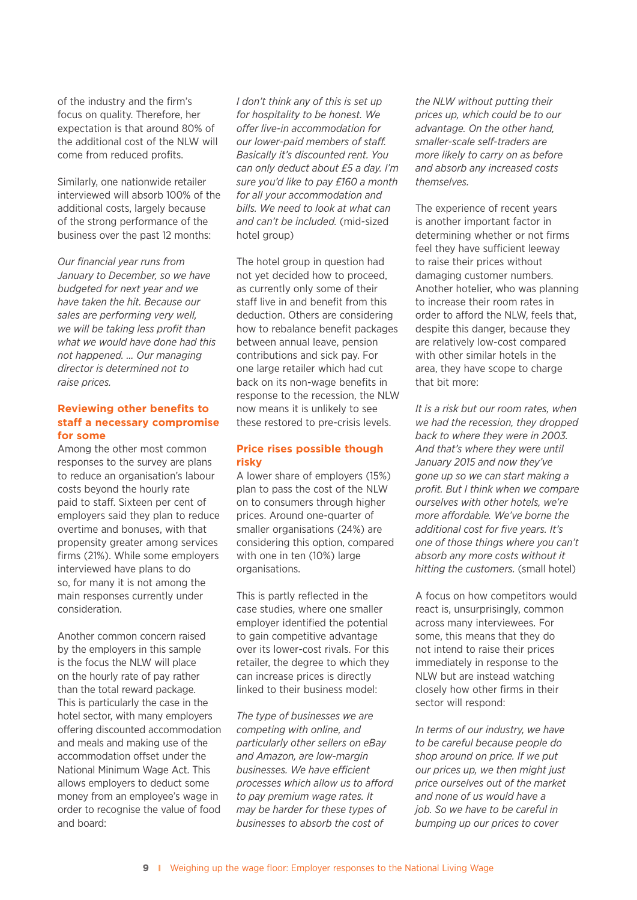of the industry and the firm's focus on quality. Therefore, her expectation is that around 80% of the additional cost of the NLW will come from reduced profits.

Similarly, one nationwide retailer interviewed will absorb 100% of the additional costs, largely because of the strong performance of the business over the past 12 months:

*Our financial year runs from January to December, so we have budgeted for next year and we have taken the hit. Because our sales are performing very well, we will be taking less profit than what we would have done had this not happened. … Our managing director is determined not to raise prices.*

### Reviewing other benefits to staff a necessary compromise for some

Among the other most common responses to the survey are plans to reduce an organisation's labour costs beyond the hourly rate paid to staff. Sixteen per cent of employers said they plan to reduce overtime and bonuses, with that propensity greater among services firms (21%). While some employers interviewed have plans to do so, for many it is not among the main responses currently under consideration.

Another common concern raised by the employers in this sample is the focus the NLW will place on the hourly rate of pay rather than the total reward package. This is particularly the case in the hotel sector, with many employers offering discounted accommodation and meals and making use of the accommodation offset under the National Minimum Wage Act. This allows employers to deduct some money from an employee's wage in order to recognise the value of food and board:

*I don't think any of this is set up for hospitality to be honest. We offer live-in accommodation for our lower-paid members of staff. Basically it's discounted rent. You can only deduct about £5 a day. I'm sure you'd like to pay £160 a month for all your accommodation and bills. We need to look at what can and can't be included.* (mid-sized hotel group)

The hotel group in question had not yet decided how to proceed, as currently only some of their staff live in and benefit from this deduction. Others are considering how to rebalance benefit packages between annual leave, pension contributions and sick pay. For one large retailer which had cut back on its non-wage benefits in response to the recession, the NLW now means it is unlikely to see these restored to pre-crisis levels.

### Price rises possible though risky

A lower share of employers (15%) plan to pass the cost of the NLW on to consumers through higher prices. Around one-quarter of smaller organisations (24%) are considering this option, compared with one in ten (10%) large organisations.

This is partly reflected in the case studies, where one smaller employer identified the potential to gain competitive advantage over its lower-cost rivals. For this retailer, the degree to which they can increase prices is directly linked to their business model:

*The type of businesses we are competing with online, and particularly other sellers on eBay and Amazon, are low-margin businesses. We have efficient processes which allow us to afford to pay premium wage rates. It may be harder for these types of businesses to absorb the cost of the NLW without putting their prices up, which could be to our advantage. On the other hand, smaller-scale self-traders are more likely to carry on as before and absorb any increased costs themselves.*

The experience of recent years is another important factor in determining whether or not firms feel they have sufficient leeway to raise their prices without damaging customer numbers. Another hotelier, who was planning to increase their room rates in order to afford the NLW, feels that, despite this danger, because they are relatively low-cost compared with other similar hotels in the area, they have scope to charge that bit more:

*It is a risk but our room rates, when we had the recession, they dropped back to where they were in 2003. And that's where they were until January 2015 and now they've gone up so we can start making a profit. But I think when we compare ourselves with other hotels, we're more affordable. We've borne the additional cost for five years. It's one of those things where you can't absorb any more costs without it hitting the customers.* (small hotel)

A focus on how competitors would react is, unsurprisingly, common across many interviewees. For some, this means that they do not intend to raise their prices immediately in response to the NLW but are instead watching closely how other firms in their sector will respond:

*In terms of our industry, we have to be careful because people do shop around on price. If we put our prices up, we then might just price ourselves out of the market and none of us would have a job. So we have to be careful in bumping up our prices to cover*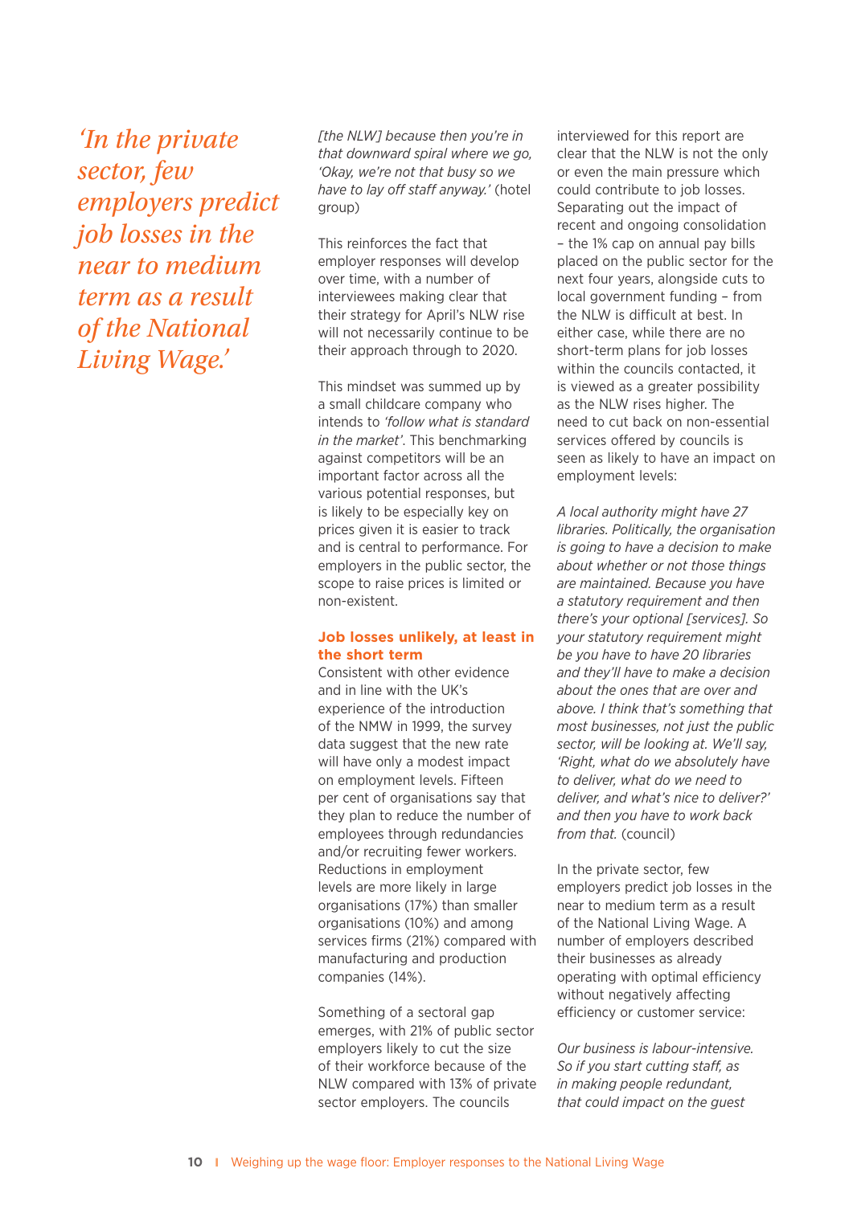*'In the private sector, few employers predict job losses in the near to medium term as a result of the National Living Wage.'*

*[the NLW] because then you're in that downward spiral where we go, 'Okay, we're not that busy so we have to lay off staff anyway.'* (hotel group)

This reinforces the fact that employer responses will develop over time, with a number of interviewees making clear that their strategy for April's NLW rise will not necessarily continue to be their approach through to 2020.

This mindset was summed up by a small childcare company who intends to *'follow what is standard in the market'*. This benchmarking against competitors will be an important factor across all the various potential responses, but is likely to be especially key on prices given it is easier to track and is central to performance. For employers in the public sector, the scope to raise prices is limited or non-existent.

## Job losses unlikely, at least in the short term

Consistent with other evidence and in line with the UK's experience of the introduction of the NMW in 1999, the survey data suggest that the new rate will have only a modest impact on employment levels. Fifteen per cent of organisations say that they plan to reduce the number of employees through redundancies and/or recruiting fewer workers. Reductions in employment levels are more likely in large organisations (17%) than smaller organisations (10%) and among services firms (21%) compared with manufacturing and production companies (14%).

Something of a sectoral gap emerges, with 21% of public sector employers likely to cut the size of their workforce because of the NLW compared with 13% of private sector employers. The councils interviewed for this report are clear that the NLW is not the only or even the main pressure which could contribute to job losses. Separating out the impact of recent and ongoing consolidation – the 1% cap on annual pay bills placed on the public sector for the next four years, alongside cuts to local government funding – from the NLW is difficult at best. In either case, while there are no short-term plans for job losses within the councils contacted, it is viewed as a greater possibility as the NLW rises higher. The need to cut back on non-essential services offered by councils is seen as likely to have an impact on employment levels:

*A local authority might have 27 libraries. Politically, the organisation is going to have a decision to make about whether or not those things are maintained. Because you have a statutory requirement and then there's your optional [services]. So your statutory requirement might be you have to have 20 libraries and they'll have to make a decision about the ones that are over and above. I think that's something that most businesses, not just the public sector, will be looking at. We'll say, 'Right, what do we absolutely have to deliver, what do we need to deliver, and what's nice to deliver?' and then you have to work back from that.* (council)

In the private sector, few employers predict job losses in the near to medium term as a result of the National Living Wage. A number of employers described their businesses as already operating with optimal efficiency without negatively affecting efficiency or customer service:

*Our business is labour-intensive. So if you start cutting staff, as in making people redundant, that could impact on the guest*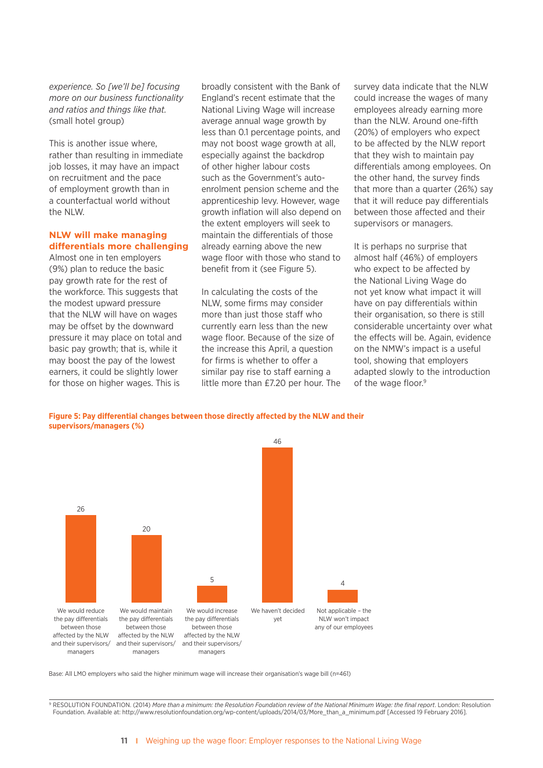*experience. So [we'll be] focusing more on our business functionality and ratios and things like that.* (small hotel group)

This is another issue where, rather than resulting in immediate job losses, it may have an impact on recruitment and the pace of employment growth than in a counterfactual world without the NLW.

### NLW will make managing differentials more challenging

Almost one in ten employers (9%) plan to reduce the basic pay growth rate for the rest of the workforce. This suggests that the modest upward pressure that the NLW will have on wages may be offset by the downward pressure it may place on total and basic pay growth; that is, while it may boost the pay of the lowest earners, it could be slightly lower for those on higher wages. This is broadly consistent with the Bank of England's recent estimate that the National Living Wage will increase average annual wage growth by less than 0.1 percentage points, and may not boost wage growth at all, especially against the backdrop of other higher labour costs such as the Government's auto-enrolment pension scheme and the apprenticeship levy. However, wage growth inflation will also depend on the extent employers will seek to maintain the differentials of those already earning above the new wage floor with those who stand to benefit from it (see Figure 5).

In calculating the costs of the NLW, some firms may consider more than just those staff who currently earn less than the new wage floor. Because of the size of the increase this April, a question for firms is whether to offer a similar pay rise to staff earning a little more than £7.20 per hour. The survey data indicate that the NLW could increase the wages of many employees already earning more than the NLW. Around one-fifth (20%) of employers who expect to be affected by the NLW report that they wish to maintain pay differentials among employees. On the other hand, the survey finds that more than a quarter (26%) say that it will reduce pay differentials between those affected and their supervisors or managers.

It is perhaps no surprise that almost half (46%) of employers who expect to be affected by the National Living Wage do not yet know what impact it will have on pay differentials within their organisation, so there is still considerable uncertainty over what the effects will be. Again, evidence on the NMW's impact is a useful tool, showing that employers adapted slowly to the introduction of the wage floor.[9]

**Figure 5: Pay differential changes between those directly affected by the NLW and their supervisors/managers (%)**

| Response | % |
|---|---|
| We would reduce the pay differentials between those affected by the NLW and their supervisors/managers | 26 |
| We would maintain the pay differentials between those affected by the NLW and their supervisors/managers | 20 |
| We would increase the pay differentials between those affected by the NLW and their supervisors/managers | 5 |
| We haven't decided yet | 46 |
| Not applicable – the NLW won't impact any of our employees | 4 |

Base: All LMO employers who said the higher minimum wage will increase their organisation's wage bill (n=461)

[9] RESOLUTION FOUNDATION. (2014) *More than a minimum: the Resolution Foundation review of the National Minimum Wage: the final report*. London: Resolution Foundation. Available at: http://www.resolutionfoundation.org/wp-content/uploads/2014/03/More_than_a_minimum.pdf [Accessed 19 February 2016].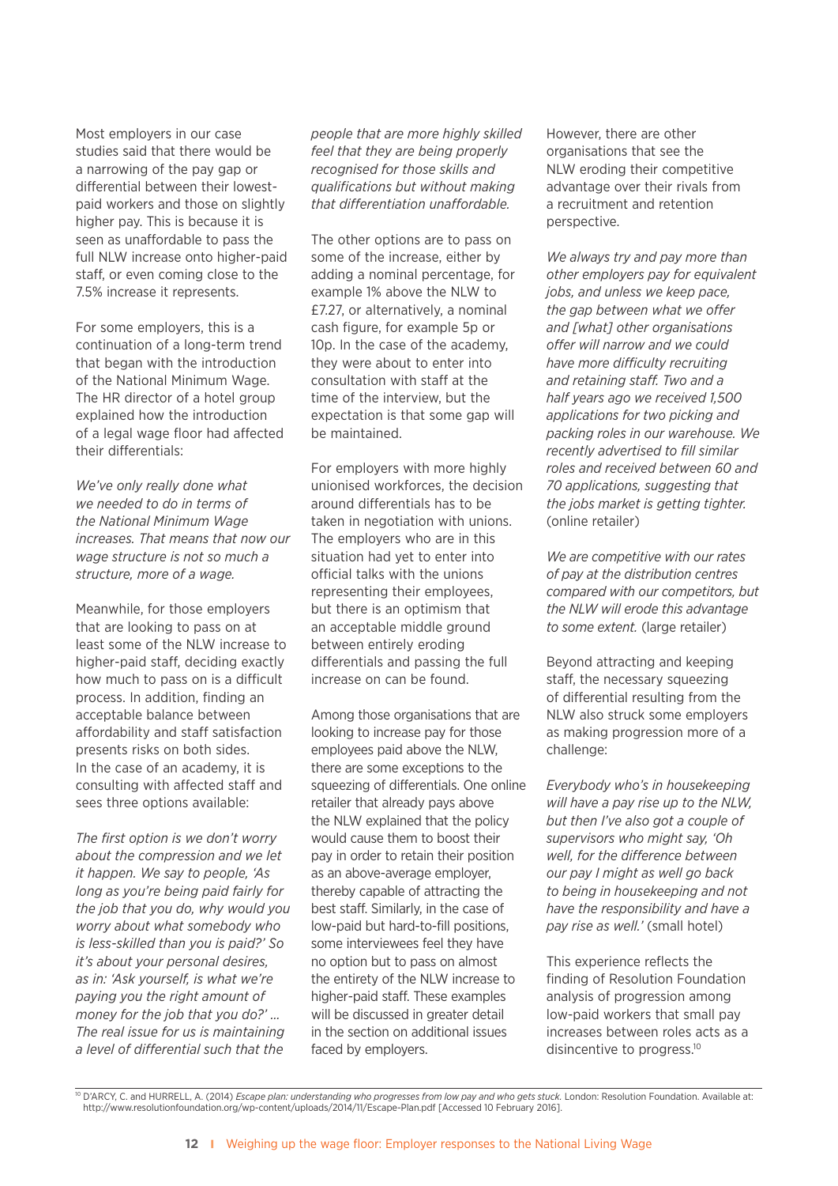Most employers in our case studies said that there would be a narrowing of the pay gap or differential between their lowest-paid workers and those on slightly higher pay. This is because it is seen as unaffordable to pass the full NLW increase onto higher-paid staff, or even coming close to the 7.5% increase it represents.

For some employers, this is a continuation of a long-term trend that began with the introduction of the National Minimum Wage. The HR director of a hotel group explained how the introduction of a legal wage floor had affected their differentials:

*We've only really done what we needed to do in terms of the National Minimum Wage increases. That means that now our wage structure is not so much a structure, more of a wage.*

Meanwhile, for those employers that are looking to pass on at least some of the NLW increase to higher-paid staff, deciding exactly how much to pass on is a difficult process. In addition, finding an acceptable balance between affordability and staff satisfaction presents risks on both sides. In the case of an academy, it is consulting with affected staff and sees three options available:

*The first option is we don't worry about the compression and we let it happen. We say to people, 'As long as you're being paid fairly for the job that you do, why would you worry about what somebody who is less-skilled than you is paid?' So it's about your personal desires, as in: 'Ask yourself, is what we're paying you the right amount of money for the job that you do?' … The real issue for us is maintaining a level of differential such that the people that are more highly skilled feel that they are being properly recognised for those skills and qualifications but without making that differentiation unaffordable.*

The other options are to pass on some of the increase, either by adding a nominal percentage, for example 1% above the NLW to £7.27, or alternatively, a nominal cash figure, for example 5p or 10p. In the case of the academy, they were about to enter into consultation with staff at the time of the interview, but the expectation is that some gap will be maintained.

For employers with more highly unionised workforces, the decision around differentials has to be taken in negotiation with unions. The employers who are in this situation had yet to enter into official talks with the unions representing their employees, but there is an optimism that an acceptable middle ground between entirely eroding differentials and passing the full increase on can be found.

Among those organisations that are looking to increase pay for those employees paid above the NLW, there are some exceptions to the squeezing of differentials. One online retailer that already pays above the NLW explained that the policy would cause them to boost their pay in order to retain their position as an above-average employer, thereby capable of attracting the best staff. Similarly, in the case of low-paid but hard-to-fill positions, some interviewees feel they have no option but to pass on almost the entirety of the NLW increase to higher-paid staff. These examples will be discussed in greater detail in the section on additional issues faced by employers.

However, there are other organisations that see the NLW eroding their competitive advantage over their rivals from a recruitment and retention perspective.

*We always try and pay more than other employers pay for equivalent jobs, and unless we keep pace, the gap between what we offer and [what] other organisations offer will narrow and we could have more difficulty recruiting and retaining staff. Two and a half years ago we received 1,500 applications for two picking and packing roles in our warehouse. We recently advertised to fill similar roles and received between 60 and 70 applications, suggesting that the jobs market is getting tighter.* (online retailer)

*We are competitive with our rates of pay at the distribution centres compared with our competitors, but the NLW will erode this advantage to some extent.* (large retailer)

Beyond attracting and keeping staff, the necessary squeezing of differential resulting from the NLW also struck some employers as making progression more of a challenge:

*Everybody who's in housekeeping will have a pay rise up to the NLW, but then I've also got a couple of supervisors who might say, 'Oh well, for the difference between our pay I might as well go back to being in housekeeping and not have the responsibility and have a pay rise as well.'* (small hotel)

This experience reflects the finding of Resolution Foundation analysis of progression among low-paid workers that small pay increases between roles acts as a disincentive to progress.[10]

[10] D'ARCY, C. and HURRELL, A. (2014) *Escape plan: understanding who progresses from low pay and who gets stuck.* London: Resolution Foundation. Available at: http://www.resolutionfoundation.org/wp-content/uploads/2014/11/Escape-Plan.pdf [Accessed 10 February 2016].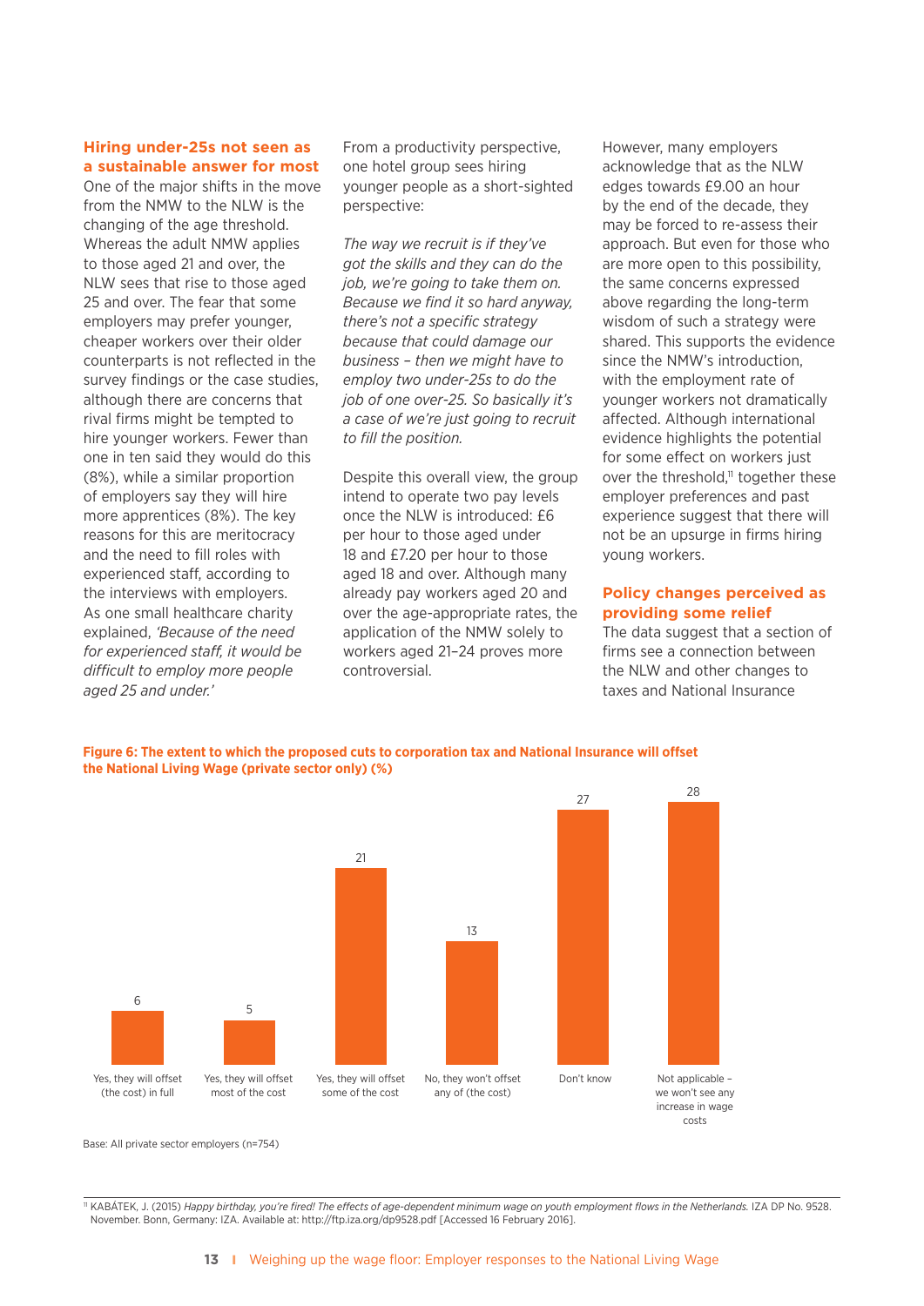### Hiring under-25s not seen as a sustainable answer for most

One of the major shifts in the move from the NMW to the NLW is the changing of the age threshold. Whereas the adult NMW applies to those aged 21 and over, the NLW sees that rise to those aged 25 and over. The fear that some employers may prefer younger, cheaper workers over their older counterparts is not reflected in the survey findings or the case studies, although there are concerns that rival firms might be tempted to hire younger workers. Fewer than one in ten said they would do this (8%), while a similar proportion of employers say they will hire more apprentices (8%). The key reasons for this are meritocracy and the need to fill roles with experienced staff, according to the interviews with employers. As one small healthcare charity explained, *'Because of the need for experienced staff, it would be difficult to employ more people aged 25 and under.'*

From a productivity perspective, one hotel group sees hiring younger people as a short-sighted perspective:

*The way we recruit is if they've got the skills and they can do the job, we're going to take them on. Because we find it so hard anyway, there's not a specific strategy because that could damage our business – then we might have to employ two under-25s to do the job of one over-25. So basically it's a case of we're just going to recruit to fill the position.*

Despite this overall view, the group intend to operate two pay levels once the NLW is introduced: £6 per hour to those aged under 18 and £7.20 per hour to those aged 18 and over. Although many already pay workers aged 20 and over the age-appropriate rates, the application of the NMW solely to workers aged 21–24 proves more controversial.

However, many employers acknowledge that as the NLW edges towards £9.00 an hour by the end of the decade, they may be forced to re-assess their approach. But even for those who are more open to this possibility, the same concerns expressed above regarding the long-term wisdom of such a strategy were shared. This supports the evidence since the NMW's introduction, with the employment rate of younger workers not dramatically affected. Although international evidence highlights the potential for some effect on workers just over the threshold,[11] together these employer preferences and past experience suggest that there will not be an upsurge in firms hiring young workers.

### Policy changes perceived as providing some relief

The data suggest that a section of firms see a connection between the NLW and other changes to taxes and National Insurance

**Figure 6: The extent to which the proposed cuts to corporation tax and National Insurance will offset the National Living Wage (private sector only) (%)**

| Response | % |
|---|---|
| Yes, they will offset (the cost) in full | 6 |
| Yes, they will offset most of the cost | 5 |
| Yes, they will offset some of the cost | 21 |
| No, they won't offset any of (the cost) | 13 |
| Don't know | 27 |
| Not applicable – we won't see any increase in wage costs | 28 |

Base: All private sector employers (n=754)

[11] KABÁTEK, J. (2015) *Happy birthday, you're fired! The effects of age-dependent minimum wage on youth employment flows in the Netherlands.* IZA DP No. 9528. November. Bonn, Germany: IZA. Available at: http://ftp.iza.org/dp9528.pdf [Accessed 16 February 2016].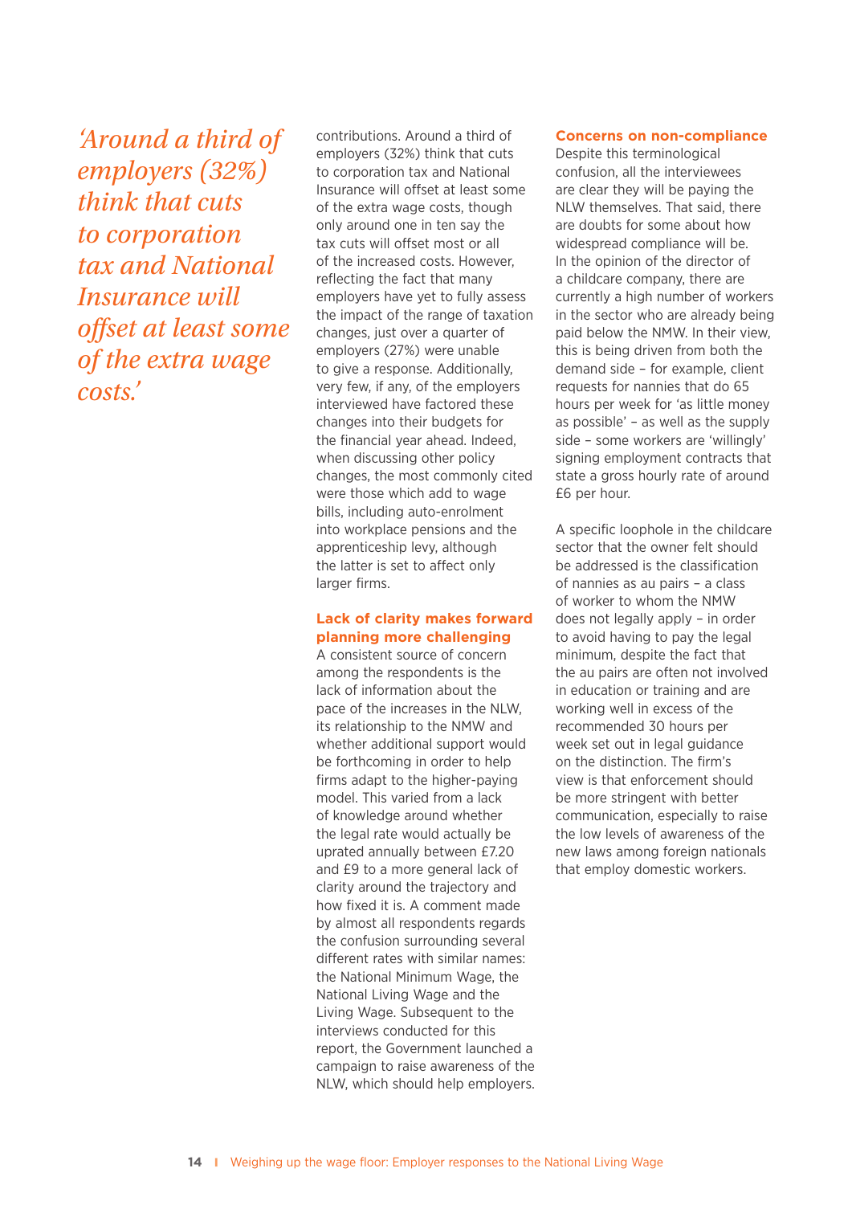*'Around a third of employers (32%) think that cuts to corporation tax and National Insurance will offset at least some of the extra wage costs.'*

contributions. Around a third of employers (32%) think that cuts to corporation tax and National Insurance will offset at least some of the extra wage costs, though only around one in ten say the tax cuts will offset most or all of the increased costs. However, reflecting the fact that many employers have yet to fully assess the impact of the range of taxation changes, just over a quarter of employers (27%) were unable to give a response. Additionally, very few, if any, of the employers interviewed have factored these changes into their budgets for the financial year ahead. Indeed, when discussing other policy changes, the most commonly cited were those which add to wage bills, including auto-enrolment into workplace pensions and the apprenticeship levy, although the latter is set to affect only larger firms.

### Lack of clarity makes forward planning more challenging

A consistent source of concern among the respondents is the lack of information about the pace of the increases in the NLW, its relationship to the NMW and whether additional support would be forthcoming in order to help firms adapt to the higher-paying model. This varied from a lack of knowledge around whether the legal rate would actually be uprated annually between £7.20 and £9 to a more general lack of clarity around the trajectory and how fixed it is. A comment made by almost all respondents regards the confusion surrounding several different rates with similar names: the National Minimum Wage, the National Living Wage and the Living Wage. Subsequent to the interviews conducted for this report, the Government launched a campaign to raise awareness of the NLW, which should help employers.

### Concerns on non-compliance

Despite this terminological confusion, all the interviewees are clear they will be paying the NLW themselves. That said, there are doubts for some about how widespread compliance will be. In the opinion of the director of a childcare company, there are currently a high number of workers in the sector who are already being paid below the NMW. In their view, this is being driven from both the demand side – for example, client requests for nannies that do 65 hours per week for 'as little money as possible' – as well as the supply side – some workers are 'willingly' signing employment contracts that state a gross hourly rate of around £6 per hour.

A specific loophole in the childcare sector that the owner felt should be addressed is the classification of nannies as au pairs – a class of worker to whom the NMW does not legally apply – in order to avoid having to pay the legal minimum, despite the fact that the au pairs are often not involved in education or training and are working well in excess of the recommended 30 hours per week set out in legal guidance on the distinction. The firm's view is that enforcement should be more stringent with better communication, especially to raise the low levels of awareness of the new laws among foreign nationals that employ domestic workers.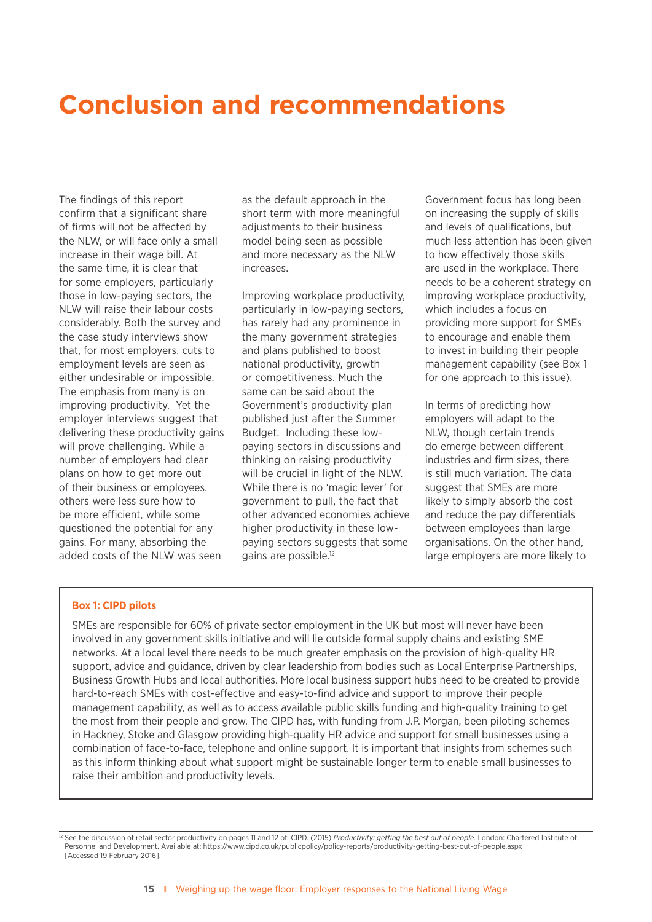# Conclusion and recommendations

The findings of this report confirm that a significant share of firms will not be affected by the NLW, or will face only a small increase in their wage bill. At the same time, it is clear that for some employers, particularly those in low-paying sectors, the NLW will raise their labour costs considerably. Both the survey and the case study interviews show that, for most employers, cuts to employment levels are seen as either undesirable or impossible. The emphasis from many is on improving productivity. Yet the employer interviews suggest that delivering these productivity gains will prove challenging. While a number of employers had clear plans on how to get more out of their business or employees, others were less sure how to be more efficient, while some questioned the potential for any gains. For many, absorbing the added costs of the NLW was seen as the default approach in the short term with more meaningful adjustments to their business model being seen as possible and more necessary as the NLW increases.

Improving workplace productivity, particularly in low-paying sectors, has rarely had any prominence in the many government strategies and plans published to boost national productivity, growth or competitiveness. Much the same can be said about the Government's productivity plan published just after the Summer Budget. Including these low-paying sectors in discussions and thinking on raising productivity will be crucial in light of the NLW. While there is no 'magic lever' for government to pull, the fact that other advanced economies achieve higher productivity in these low-paying sectors suggests that some gains are possible.[12]

Government focus has long been on increasing the supply of skills and levels of qualifications, but much less attention has been given to how effectively those skills are used in the workplace. There needs to be a coherent strategy on improving workplace productivity, which includes a focus on providing more support for SMEs to encourage and enable them to invest in building their people management capability (see Box 1 for one approach to this issue).

In terms of predicting how employers will adapt to the NLW, though certain trends do emerge between different industries and firm sizes, there is still much variation. The data suggest that SMEs are more likely to simply absorb the cost and reduce the pay differentials between employees than large organisations. On the other hand, large employers are more likely to

**Box 1: CIPD pilots**

SMEs are responsible for 60% of private sector employment in the UK but most will never have been involved in any government skills initiative and will lie outside formal supply chains and existing SME networks. At a local level there needs to be much greater emphasis on the provision of high-quality HR support, advice and guidance, driven by clear leadership from bodies such as Local Enterprise Partnerships, Business Growth Hubs and local authorities. More local business support hubs need to be created to provide hard-to-reach SMEs with cost-effective and easy-to-find advice and support to improve their people management capability, as well as to access available public skills funding and high-quality training to get the most from their people and grow. The CIPD has, with funding from J.P. Morgan, been piloting schemes in Hackney, Stoke and Glasgow providing high-quality HR advice and support for small businesses using a combination of face-to-face, telephone and online support. It is important that insights from schemes such as this inform thinking about what support might be sustainable longer term to enable small businesses to raise their ambition and productivity levels.

[12] See the discussion of retail sector productivity on pages 11 and 12 of: CIPD. (2015) *Productivity: getting the best out of people.* London: Chartered Institute of Personnel and Development. Available at: https://www.cipd.co.uk/publicpolicy/policy-reports/productivity-getting-best-out-of-people.aspx [Accessed 19 February 2016].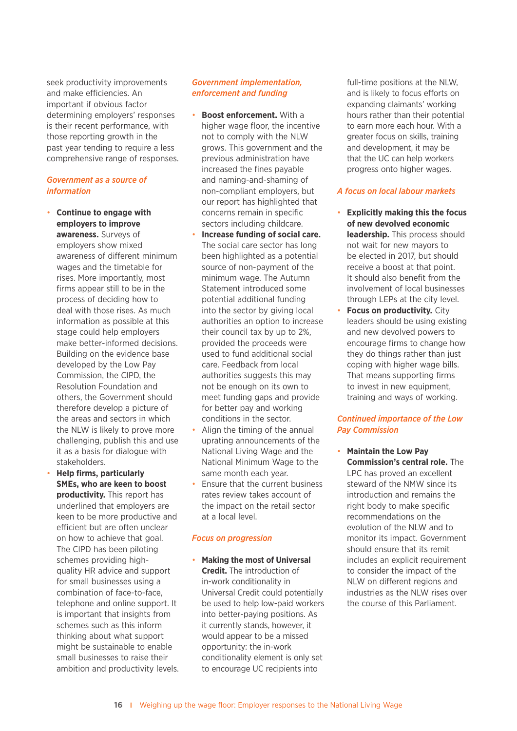seek productivity improvements and make efficiencies. An important if obvious factor determining employers' responses is their recent performance, with those reporting growth in the past year tending to require a less comprehensive range of responses.

### *Government as a source of information*

- **Continue to engage with employers to improve awareness.** Surveys of employers show mixed awareness of different minimum wages and the timetable for rises. More importantly, most firms appear still to be in the process of deciding how to deal with those rises. As much information as possible at this stage could help employers make better-informed decisions. Building on the evidence base developed by the Low Pay Commission, the CIPD, the Resolution Foundation and others, the Government should therefore develop a picture of the areas and sectors in which the NLW is likely to prove more challenging, publish this and use it as a basis for dialogue with stakeholders.
- **Help firms, particularly SMEs, who are keen to boost productivity.** This report has underlined that employers are keen to be more productive and efficient but are often unclear on how to achieve that goal. The CIPD has been piloting schemes providing high-quality HR advice and support for small businesses using a combination of face-to-face, telephone and online support. It is important that insights from schemes such as this inform thinking about what support might be sustainable to enable small businesses to raise their ambition and productivity levels.

### *Government implementation, enforcement and funding*

- **Boost enforcement.** With a higher wage floor, the incentive not to comply with the NLW grows. This government and the previous administration have increased the fines payable and naming-and-shaming of non-compliant employers, but our report has highlighted that concerns remain in specific sectors including childcare.
- **Increase funding of social care.** The social care sector has long been highlighted as a potential source of non-payment of the minimum wage. The Autumn Statement introduced some potential additional funding into the sector by giving local authorities an option to increase their council tax by up to 2%, provided the proceeds were used to fund additional social care. Feedback from local authorities suggests this may not be enough on its own to meet funding gaps and provide for better pay and working conditions in the sector.
- Align the timing of the annual uprating announcements of the National Living Wage and the National Minimum Wage to the same month each year.
- Ensure that the current business rates review takes account of the impact on the retail sector at a local level.

### *Focus on progression*

- **Making the most of Universal Credit.** The introduction of in-work conditionality in Universal Credit could potentially be used to help low-paid workers into better-paying positions. As it currently stands, however, it would appear to be a missed opportunity: the in-work conditionality element is only set to encourage UC recipients into full-time positions at the NLW, and is likely to focus efforts on expanding claimants' working hours rather than their potential to earn more each hour. With a greater focus on skills, training and development, it may be that the UC can help workers progress onto higher wages.

### *A focus on local labour markets*

- **Explicitly making this the focus of new devolved economic leadership.** This process should not wait for new mayors to be elected in 2017, but should receive a boost at that point. It should also benefit from the involvement of local businesses through LEPs at the city level.
- **Focus on productivity.** City leaders should be using existing and new devolved powers to encourage firms to change how they do things rather than just coping with higher wage bills. That means supporting firms to invest in new equipment, training and ways of working.

### *Continued importance of the Low Pay Commission*

- **Maintain the Low Pay Commission's central role.** The LPC has proved an excellent steward of the NMW since its introduction and remains the right body to make specific recommendations on the evolution of the NLW and to monitor its impact. Government should ensure that its remit includes an explicit requirement to consider the impact of the NLW on different regions and industries as the NLW rises over the course of this Parliament.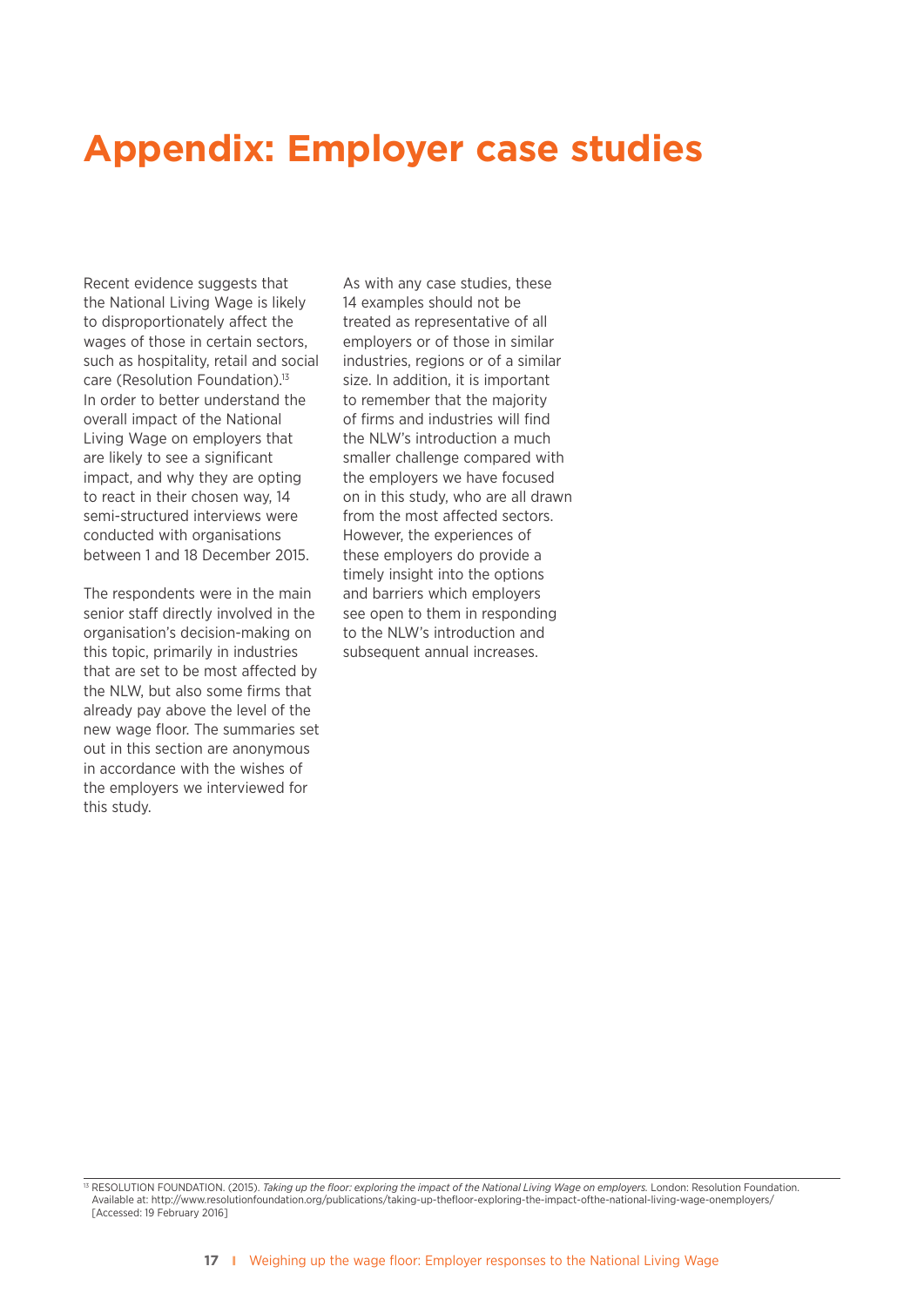# Appendix: Employer case studies

Recent evidence suggests that the National Living Wage is likely to disproportionately affect the wages of those in certain sectors, such as hospitality, retail and social care (Resolution Foundation).[13] In order to better understand the overall impact of the National Living Wage on employers that are likely to see a significant impact, and why they are opting to react in their chosen way, 14 semi-structured interviews were conducted with organisations between 1 and 18 December 2015.

The respondents were in the main senior staff directly involved in the organisation's decision-making on this topic, primarily in industries that are set to be most affected by the NLW, but also some firms that already pay above the level of the new wage floor. The summaries set out in this section are anonymous in accordance with the wishes of the employers we interviewed for this study.

As with any case studies, these 14 examples should not be treated as representative of all employers or of those in similar industries, regions or of a similar size. In addition, it is important to remember that the majority of firms and industries will find the NLW's introduction a much smaller challenge compared with the employers we have focused on in this study, who are all drawn from the most affected sectors. However, the experiences of these employers do provide a timely insight into the options and barriers which employers see open to them in responding to the NLW's introduction and subsequent annual increases.

[13] RESOLUTION FOUNDATION. (2015). *Taking up the floor: exploring the impact of the National Living Wage on employers.* London: Resolution Foundation. Available at: http://www.resolutionfoundation.org/publications/taking-up-thefloor-exploring-the-impact-ofthe-national-living-wage-onemployers/ [Accessed: 19 February 2016]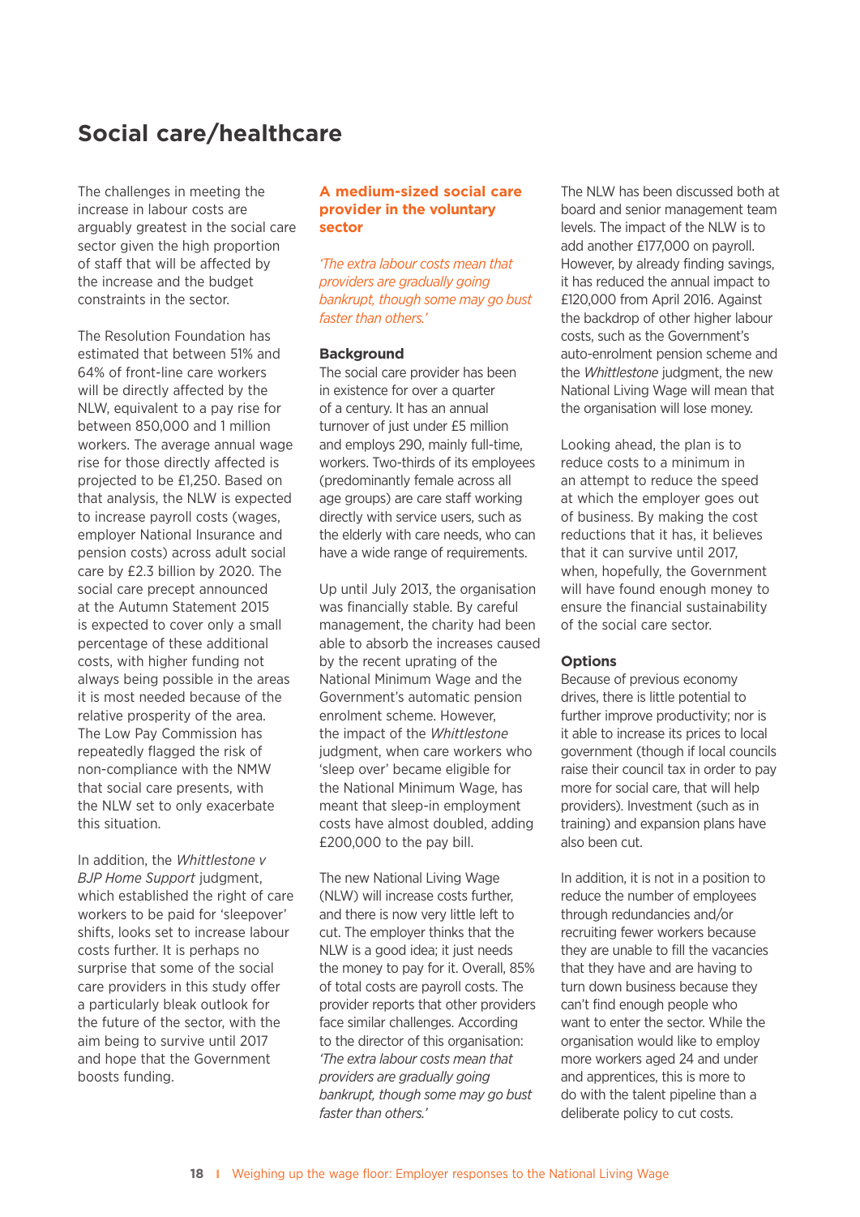## Social care/healthcare

The challenges in meeting the increase in labour costs are arguably greatest in the social care sector given the high proportion of staff that will be affected by the increase and the budget constraints in the sector.

The Resolution Foundation has estimated that between 51% and 64% of front-line care workers will be directly affected by the NLW, equivalent to a pay rise for between 850,000 and 1 million workers. The average annual wage rise for those directly affected is projected to be £1,250. Based on that analysis, the NLW is expected to increase payroll costs (wages, employer National Insurance and pension costs) across adult social care by £2.3 billion by 2020. The social care precept announced at the Autumn Statement 2015 is expected to cover only a small percentage of these additional costs, with higher funding not always being possible in the areas it is most needed because of the relative prosperity of the area. The Low Pay Commission has repeatedly flagged the risk of non-compliance with the NMW that social care presents, with the NLW set to only exacerbate this situation.

In addition, the *Whittlestone v BJP Home Support* judgment, which established the right of care workers to be paid for 'sleepover' shifts, looks set to increase labour costs further. It is perhaps no surprise that some of the social care providers in this study offer a particularly bleak outlook for the future of the sector, with the aim being to survive until 2017 and hope that the Government boosts funding.

### A medium-sized social care provider in the voluntary sector

*'The extra labour costs mean that providers are gradually going bankrupt, though some may go bust faster than others.'*

**Background**

The social care provider has been in existence for over a quarter of a century. It has an annual turnover of just under £5 million and employs 290, mainly full-time, workers. Two-thirds of its employees (predominantly female across all age groups) are care staff working directly with service users, such as the elderly with care needs, who can have a wide range of requirements.

Up until July 2013, the organisation was financially stable. By careful management, the charity had been able to absorb the increases caused by the recent uprating of the National Minimum Wage and the Government's automatic pension enrolment scheme. However, the impact of the *Whittlestone* judgment, when care workers who 'sleep over' became eligible for the National Minimum Wage, has meant that sleep-in employment costs have almost doubled, adding £200,000 to the pay bill.

The new National Living Wage (NLW) will increase costs further, and there is now very little left to cut. The employer thinks that the NLW is a good idea; it just needs the money to pay for it. Overall, 85% of total costs are payroll costs. The provider reports that other providers face similar challenges. According to the director of this organisation: *'The extra labour costs mean that providers are gradually going bankrupt, though some may go bust faster than others.'*

The NLW has been discussed both at board and senior management team levels. The impact of the NLW is to add another £177,000 on payroll. However, by already finding savings, it has reduced the annual impact to £120,000 from April 2016. Against the backdrop of other higher labour costs, such as the Government's auto-enrolment pension scheme and the *Whittlestone* judgment, the new National Living Wage will mean that the organisation will lose money.

Looking ahead, the plan is to reduce costs to a minimum in an attempt to reduce the speed at which the employer goes out of business. By making the cost reductions that it has, it believes that it can survive until 2017, when, hopefully, the Government will have found enough money to ensure the financial sustainability of the social care sector.

**Options**

Because of previous economy drives, there is little potential to further improve productivity; nor is it able to increase its prices to local government (though if local councils raise their council tax in order to pay more for social care, that will help providers). Investment (such as in training) and expansion plans have also been cut.

In addition, it is not in a position to reduce the number of employees through redundancies and/or recruiting fewer workers because they are unable to fill the vacancies that they have and are having to turn down business because they can't find enough people who want to enter the sector. While the organisation would like to employ more workers aged 24 and under and apprentices, this is more to do with the talent pipeline than a deliberate policy to cut costs.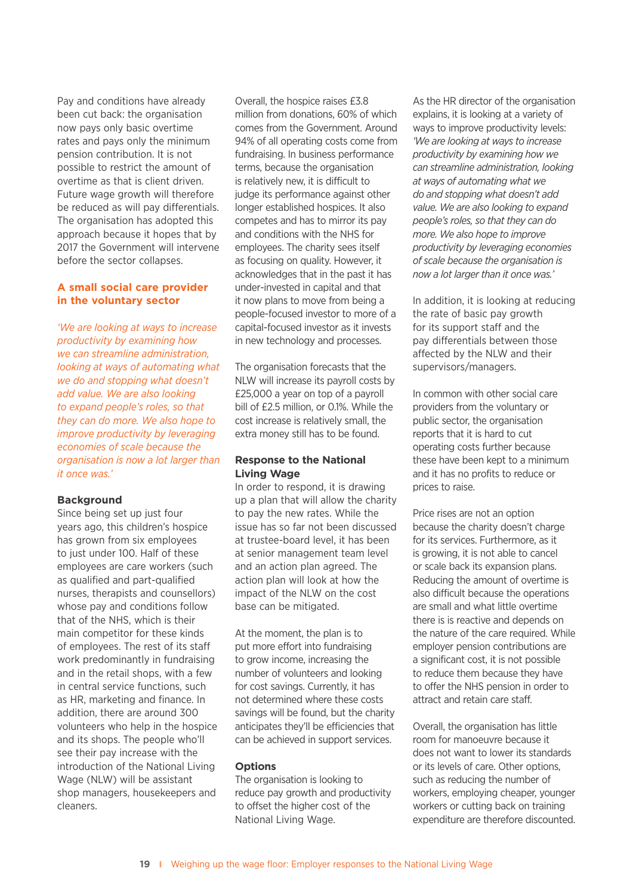Pay and conditions have already been cut back: the organisation now pays only basic overtime rates and pays only the minimum pension contribution. It is not possible to restrict the amount of overtime as that is client driven. Future wage growth will therefore be reduced as will pay differentials. The organisation has adopted this approach because it hopes that by 2017 the Government will intervene before the sector collapses.

## A small social care provider in the voluntary sector

*'We are looking at ways to increase productivity by examining how we can streamline administration, looking at ways of automating what we do and stopping what doesn't add value. We are also looking to expand people's roles, so that they can do more. We also hope to improve productivity by leveraging economies of scale because the organisation is now a lot larger than it once was.'*

### Background

Since being set up just four years ago, this children's hospice has grown from six employees to just under 100. Half of these employees are care workers (such as qualified and part-qualified nurses, therapists and counsellors) whose pay and conditions follow that of the NHS, which is their main competitor for these kinds of employees. The rest of its staff work predominantly in fundraising and in the retail shops, with a few in central service functions, such as HR, marketing and finance. In addition, there are around 300 volunteers who help in the hospice and its shops. The people who'll see their pay increase with the introduction of the National Living Wage (NLW) will be assistant shop managers, housekeepers and cleaners.

Overall, the hospice raises £3.8 million from donations, 60% of which comes from the Government. Around 94% of all operating costs come from fundraising. In business performance terms, because the organisation is relatively new, it is difficult to judge its performance against other longer established hospices. It also competes and has to mirror its pay and conditions with the NHS for employees. The charity sees itself as focusing on quality. However, it acknowledges that in the past it has under-invested in capital and that it now plans to move from being a people-focused investor to more of a capital-focused investor as it invests in new technology and processes.

The organisation forecasts that the NLW will increase its payroll costs by £25,000 a year on top of a payroll bill of £2.5 million, or 0.1%. While the cost increase is relatively small, the extra money still has to be found.

### Response to the National Living Wage

In order to respond, it is drawing up a plan that will allow the charity to pay the new rates. While the issue has so far not been discussed at trustee-board level, it has been at senior management team level and an action plan agreed. The action plan will look at how the impact of the NLW on the cost base can be mitigated.

At the moment, the plan is to put more effort into fundraising to grow income, increasing the number of volunteers and looking for cost savings. Currently, it has not determined where these costs savings will be found, but the charity anticipates they'll be efficiencies that can be achieved in support services.

### Options

The organisation is looking to reduce pay growth and productivity to offset the higher cost of the National Living Wage.

As the HR director of the organisation explains, it is looking at a variety of ways to improve productivity levels: *'We are looking at ways to increase productivity by examining how we can streamline administration, looking at ways of automating what we do and stopping what doesn't add value. We are also looking to expand people's roles, so that they can do more. We also hope to improve productivity by leveraging economies of scale because the organisation is now a lot larger than it once was.'*

In addition, it is looking at reducing the rate of basic pay growth for its support staff and the pay differentials between those affected by the NLW and their supervisors/managers.

In common with other social care providers from the voluntary or public sector, the organisation reports that it is hard to cut operating costs further because these have been kept to a minimum and it has no profits to reduce or prices to raise.

Price rises are not an option because the charity doesn't charge for its services. Furthermore, as it is growing, it is not able to cancel or scale back its expansion plans. Reducing the amount of overtime is also difficult because the operations are small and what little overtime there is is reactive and depends on the nature of the care required. While employer pension contributions are a significant cost, it is not possible to reduce them because they have to offer the NHS pension in order to attract and retain care staff.

Overall, the organisation has little room for manoeuvre because it does not want to lower its standards or its levels of care. Other options, such as reducing the number of workers, employing cheaper, younger workers or cutting back on training expenditure are therefore discounted.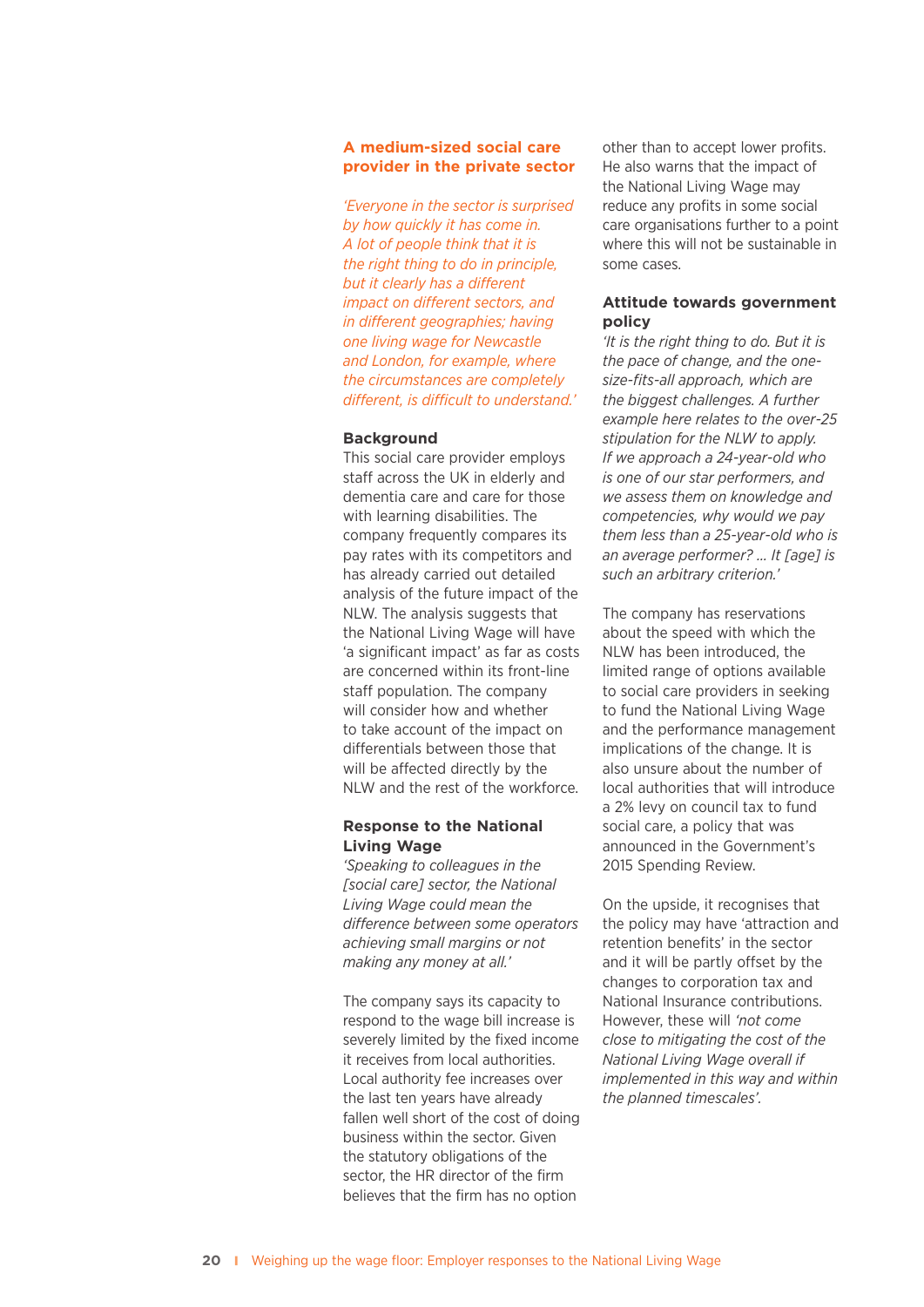## A medium-sized social care provider in the private sector

*'Everyone in the sector is surprised by how quickly it has come in. A lot of people think that it is the right thing to do in principle, but it clearly has a different impact on different sectors, and in different geographies; having one living wage for Newcastle and London, for example, where the circumstances are completely different, is difficult to understand.'*

### Background

This social care provider employs staff across the UK in elderly and dementia care and care for those with learning disabilities. The company frequently compares its pay rates with its competitors and has already carried out detailed analysis of the future impact of the NLW. The analysis suggests that the National Living Wage will have 'a significant impact' as far as costs are concerned within its front-line staff population. The company will consider how and whether to take account of the impact on differentials between those that will be affected directly by the NLW and the rest of the workforce.

### Response to the National Living Wage

*'Speaking to colleagues in the [social care] sector, the National Living Wage could mean the difference between some operators achieving small margins or not making any money at all.'*

The company says its capacity to respond to the wage bill increase is severely limited by the fixed income it receives from local authorities. Local authority fee increases over the last ten years have already fallen well short of the cost of doing business within the sector. Given the statutory obligations of the sector, the HR director of the firm believes that the firm has no option other than to accept lower profits. He also warns that the impact of the National Living Wage may reduce any profits in some social care organisations further to a point where this will not be sustainable in some cases.

### Attitude towards government policy

*'It is the right thing to do. But it is the pace of change, and the one-size-fits-all approach, which are the biggest challenges. A further example here relates to the over-25 stipulation for the NLW to apply. If we approach a 24-year-old who is one of our star performers, and we assess them on knowledge and competencies, why would we pay them less than a 25-year-old who is an average performer? … It [age] is such an arbitrary criterion.'*

The company has reservations about the speed with which the NLW has been introduced, the limited range of options available to social care providers in seeking to fund the National Living Wage and the performance management implications of the change. It is also unsure about the number of local authorities that will introduce a 2% levy on council tax to fund social care, a policy that was announced in the Government's 2015 Spending Review.

On the upside, it recognises that the policy may have 'attraction and retention benefits' in the sector and it will be partly offset by the changes to corporation tax and National Insurance contributions. However, these will *'not come close to mitigating the cost of the National Living Wage overall if implemented in this way and within the planned timescales'.*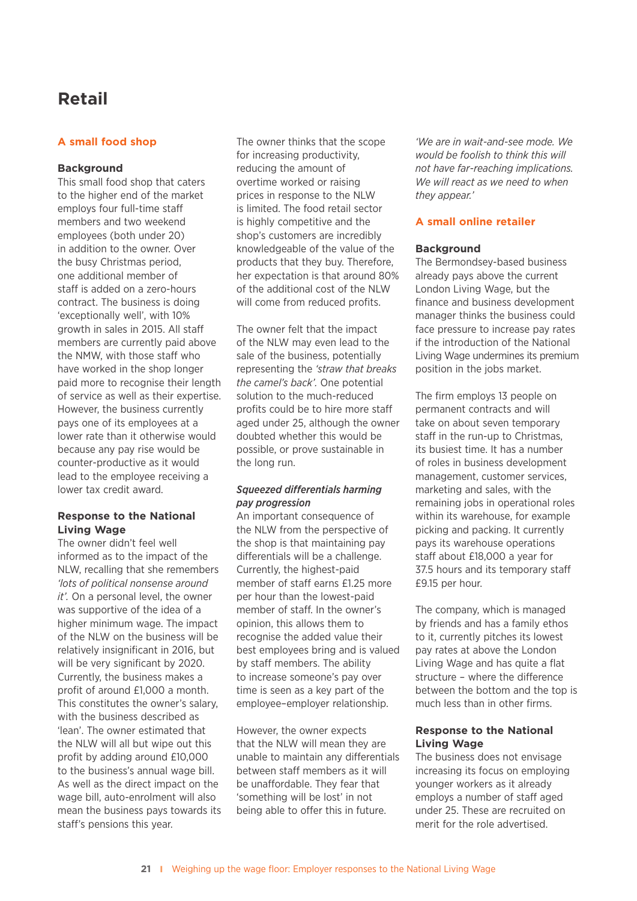# Retail

## A small food shop

### Background

This small food shop that caters to the higher end of the market employs four full-time staff members and two weekend employees (both under 20) in addition to the owner. Over the busy Christmas period, one additional member of staff is added on a zero-hours contract. The business is doing 'exceptionally well', with 10% growth in sales in 2015. All staff members are currently paid above the NMW, with those staff who have worked in the shop longer paid more to recognise their length of service as well as their expertise. However, the business currently pays one of its employees at a lower rate than it otherwise would because any pay rise would be counter-productive as it would lead to the employee receiving a lower tax credit award.

### Response to the National Living Wage

The owner didn't feel well informed as to the impact of the NLW, recalling that she remembers *'lots of political nonsense around it'.* On a personal level, the owner was supportive of the idea of a higher minimum wage. The impact of the NLW on the business will be relatively insignificant in 2016, but will be very significant by 2020. Currently, the business makes a profit of around £1,000 a month. This constitutes the owner's salary, with the business described as 'lean'. The owner estimated that the NLW will all but wipe out this profit by adding around £10,000 to the business's annual wage bill. As well as the direct impact on the wage bill, auto-enrolment will also mean the business pays towards its staff's pensions this year.

The owner thinks that the scope for increasing productivity, reducing the amount of overtime worked or raising prices in response to the NLW is limited. The food retail sector is highly competitive and the shop's customers are incredibly knowledgeable of the value of the products that they buy. Therefore, her expectation is that around 80% of the additional cost of the NLW will come from reduced profits.

The owner felt that the impact of the NLW may even lead to the sale of the business, potentially representing the *'straw that breaks the camel's back'.* One potential solution to the much-reduced profits could be to hire more staff aged under 25, although the owner doubted whether this would be possible, or prove sustainable in the long run.

#### *Squeezed differentials harming pay progression*

An important consequence of the NLW from the perspective of the shop is that maintaining pay differentials will be a challenge. Currently, the highest-paid member of staff earns £1.25 more per hour than the lowest-paid member of staff. In the owner's opinion, this allows them to recognise the added value their best employees bring and is valued by staff members. The ability to increase someone's pay over time is seen as a key part of the employee–employer relationship.

However, the owner expects that the NLW will mean they are unable to maintain any differentials between staff members as it will be unaffordable. They fear that 'something will be lost' in not being able to offer this in future.

*'We are in wait-and-see mode. We would be foolish to think this will not have far-reaching implications. We will react as we need to when they appear.'*

## A small online retailer

### Background

The Bermondsey-based business already pays above the current London Living Wage, but the finance and business development manager thinks the business could face pressure to increase pay rates if the introduction of the National Living Wage undermines its premium position in the jobs market.

The firm employs 13 people on permanent contracts and will take on about seven temporary staff in the run-up to Christmas, its busiest time. It has a number of roles in business development management, customer services, marketing and sales, with the remaining jobs in operational roles within its warehouse, for example picking and packing. It currently pays its warehouse operations staff about £18,000 a year for 37.5 hours and its temporary staff £9.15 per hour.

The company, which is managed by friends and has a family ethos to it, currently pitches its lowest pay rates at above the London Living Wage and has quite a flat structure – where the difference between the bottom and the top is much less than in other firms.

### Response to the National Living Wage

The business does not envisage increasing its focus on employing younger workers as it already employs a number of staff aged under 25. These are recruited on merit for the role advertised.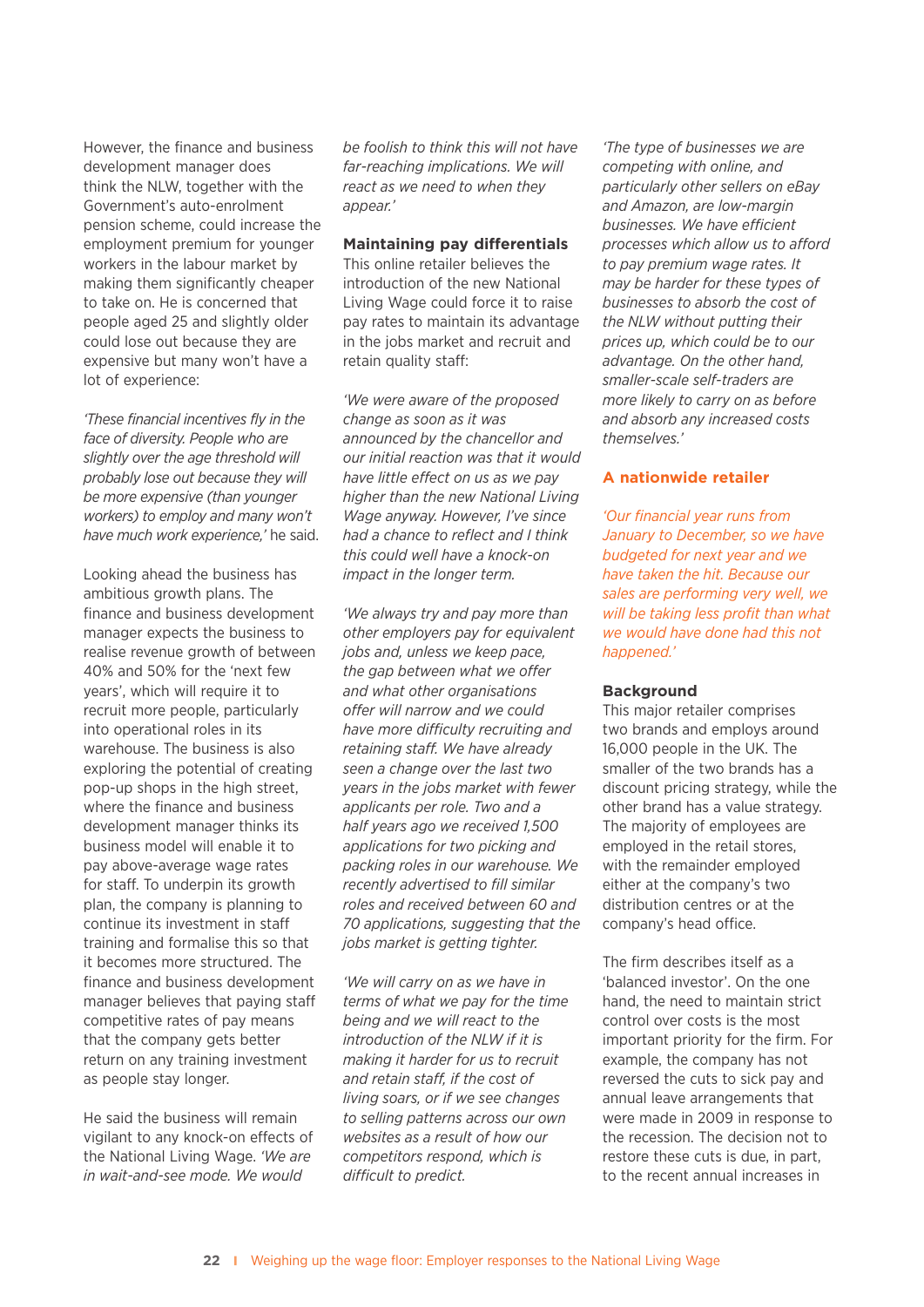However, the finance and business development manager does think the NLW, together with the Government's auto-enrolment pension scheme, could increase the employment premium for younger workers in the labour market by making them significantly cheaper to take on. He is concerned that people aged 25 and slightly older could lose out because they are expensive but many won't have a lot of experience:

*'These financial incentives fly in the face of diversity. People who are slightly over the age threshold will probably lose out because they will be more expensive (than younger workers) to employ and many won't have much work experience,'* he said.

Looking ahead the business has ambitious growth plans. The finance and business development manager expects the business to realise revenue growth of between 40% and 50% for the 'next few years', which will require it to recruit more people, particularly into operational roles in its warehouse. The business is also exploring the potential of creating pop-up shops in the high street, where the finance and business development manager thinks its business model will enable it to pay above-average wage rates for staff. To underpin its growth plan, the company is planning to continue its investment in staff training and formalise this so that it becomes more structured. The finance and business development manager believes that paying staff competitive rates of pay means that the company gets better return on any training investment as people stay longer.

He said the business will remain vigilant to any knock-on effects of the National Living Wage. *'We are in wait-and-see mode. We would be foolish to think this will not have far-reaching implications. We will react as we need to when they appear.'*

### Maintaining pay differentials

This online retailer believes the introduction of the new National Living Wage could force it to raise pay rates to maintain its advantage in the jobs market and recruit and retain quality staff:

*'We were aware of the proposed change as soon as it was announced by the chancellor and our initial reaction was that it would have little effect on us as we pay higher than the new National Living Wage anyway. However, I've since had a chance to reflect and I think this could well have a knock-on impact in the longer term.*

*'We always try and pay more than other employers pay for equivalent jobs and, unless we keep pace, the gap between what we offer and what other organisations offer will narrow and we could have more difficulty recruiting and retaining staff. We have already seen a change over the last two years in the jobs market with fewer applicants per role. Two and a half years ago we received 1,500 applications for two picking and packing roles in our warehouse. We recently advertised to fill similar roles and received between 60 and 70 applications, suggesting that the jobs market is getting tighter.*

*'We will carry on as we have in terms of what we pay for the time being and we will react to the introduction of the NLW if it is making it harder for us to recruit and retain staff, if the cost of living soars, or if we see changes to selling patterns across our own websites as a result of how our competitors respond, which is difficult to predict.*

*'The type of businesses we are competing with online, and particularly other sellers on eBay and Amazon, are low-margin businesses. We have efficient processes which allow us to afford to pay premium wage rates. It may be harder for these types of businesses to absorb the cost of the NLW without putting their prices up, which could be to our advantage. On the other hand, smaller-scale self-traders are more likely to carry on as before and absorb any increased costs themselves.'*

## A nationwide retailer

*'Our financial year runs from January to December, so we have budgeted for next year and we have taken the hit. Because our sales are performing very well, we will be taking less profit than what we would have done had this not happened.'*

### Background

This major retailer comprises two brands and employs around 16,000 people in the UK. The smaller of the two brands has a discount pricing strategy, while the other brand has a value strategy. The majority of employees are employed in the retail stores, with the remainder employed either at the company's two distribution centres or at the company's head office.

The firm describes itself as a 'balanced investor'. On the one hand, the need to maintain strict control over costs is the most important priority for the firm. For example, the company has not reversed the cuts to sick pay and annual leave arrangements that were made in 2009 in response to the recession. The decision not to restore these cuts is due, in part, to the recent annual increases in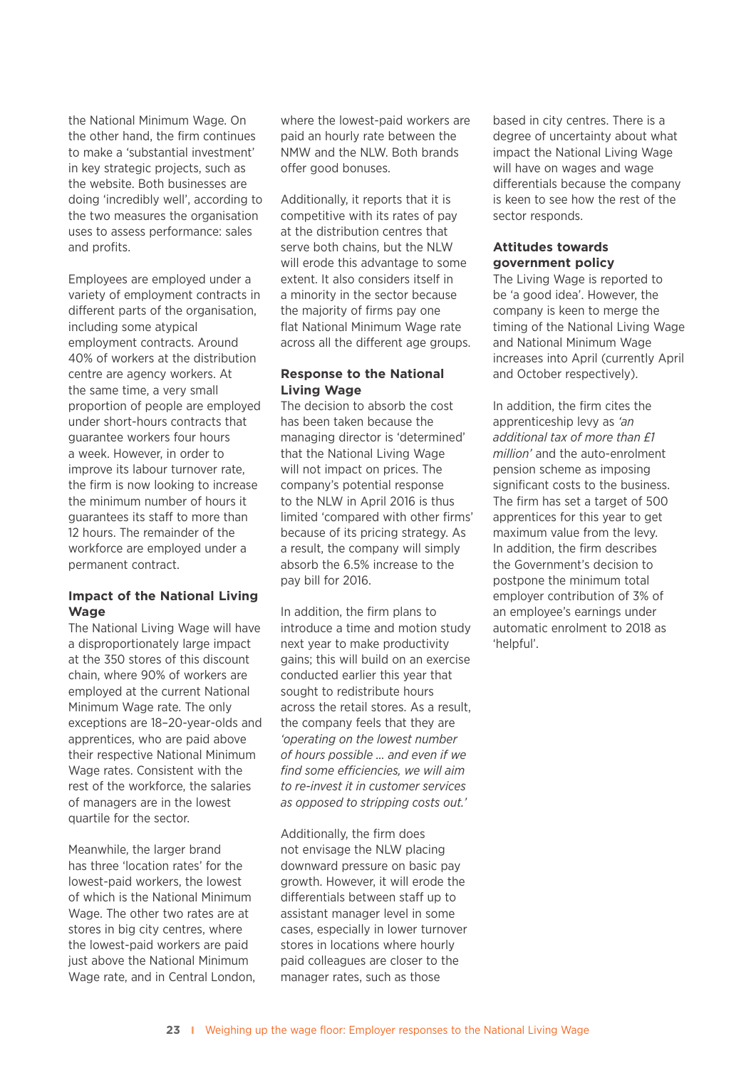the National Minimum Wage. On the other hand, the firm continues to make a 'substantial investment' in key strategic projects, such as the website. Both businesses are doing 'incredibly well', according to the two measures the organisation uses to assess performance: sales and profits.

Employees are employed under a variety of employment contracts in different parts of the organisation, including some atypical employment contracts. Around 40% of workers at the distribution centre are agency workers. At the same time, a very small proportion of people are employed under short-hours contracts that guarantee workers four hours a week. However, in order to improve its labour turnover rate, the firm is now looking to increase the minimum number of hours it guarantees its staff to more than 12 hours. The remainder of the workforce are employed under a permanent contract.

### Impact of the National Living Wage

The National Living Wage will have a disproportionately large impact at the 350 stores of this discount chain, where 90% of workers are employed at the current National Minimum Wage rate. The only exceptions are 18–20-year-olds and apprentices, who are paid above their respective National Minimum Wage rates. Consistent with the rest of the workforce, the salaries of managers are in the lowest quartile for the sector.

Meanwhile, the larger brand has three 'location rates' for the lowest-paid workers, the lowest of which is the National Minimum Wage. The other two rates are at stores in big city centres, where the lowest-paid workers are paid just above the National Minimum Wage rate, and in Central London, where the lowest-paid workers are paid an hourly rate between the NMW and the NLW. Both brands offer good bonuses.

Additionally, it reports that it is competitive with its rates of pay at the distribution centres that serve both chains, but the NLW will erode this advantage to some extent. It also considers itself in a minority in the sector because the majority of firms pay one flat National Minimum Wage rate across all the different age groups.

### Response to the National Living Wage

The decision to absorb the cost has been taken because the managing director is 'determined' that the National Living Wage will not impact on prices. The company's potential response to the NLW in April 2016 is thus limited 'compared with other firms' because of its pricing strategy. As a result, the company will simply absorb the 6.5% increase to the pay bill for 2016.

In addition, the firm plans to introduce a time and motion study next year to make productivity gains; this will build on an exercise conducted earlier this year that sought to redistribute hours across the retail stores. As a result, the company feels that they are *'operating on the lowest number of hours possible ... and even if we find some efficiencies, we will aim to re-invest it in customer services as opposed to stripping costs out.'*

Additionally, the firm does not envisage the NLW placing downward pressure on basic pay growth. However, it will erode the differentials between staff up to assistant manager level in some cases, especially in lower turnover stores in locations where hourly paid colleagues are closer to the manager rates, such as those based in city centres. There is a degree of uncertainty about what impact the National Living Wage will have on wages and wage differentials because the company is keen to see how the rest of the sector responds.

### Attitudes towards government policy

The Living Wage is reported to be 'a good idea'. However, the company is keen to merge the timing of the National Living Wage and National Minimum Wage increases into April (currently April and October respectively).

In addition, the firm cites the apprenticeship levy as *'an additional tax of more than £1 million'* and the auto-enrolment pension scheme as imposing significant costs to the business. The firm has set a target of 500 apprentices for this year to get maximum value from the levy. In addition, the firm describes the Government's decision to postpone the minimum total employer contribution of 3% of an employee's earnings under automatic enrolment to 2018 as 'helpful'.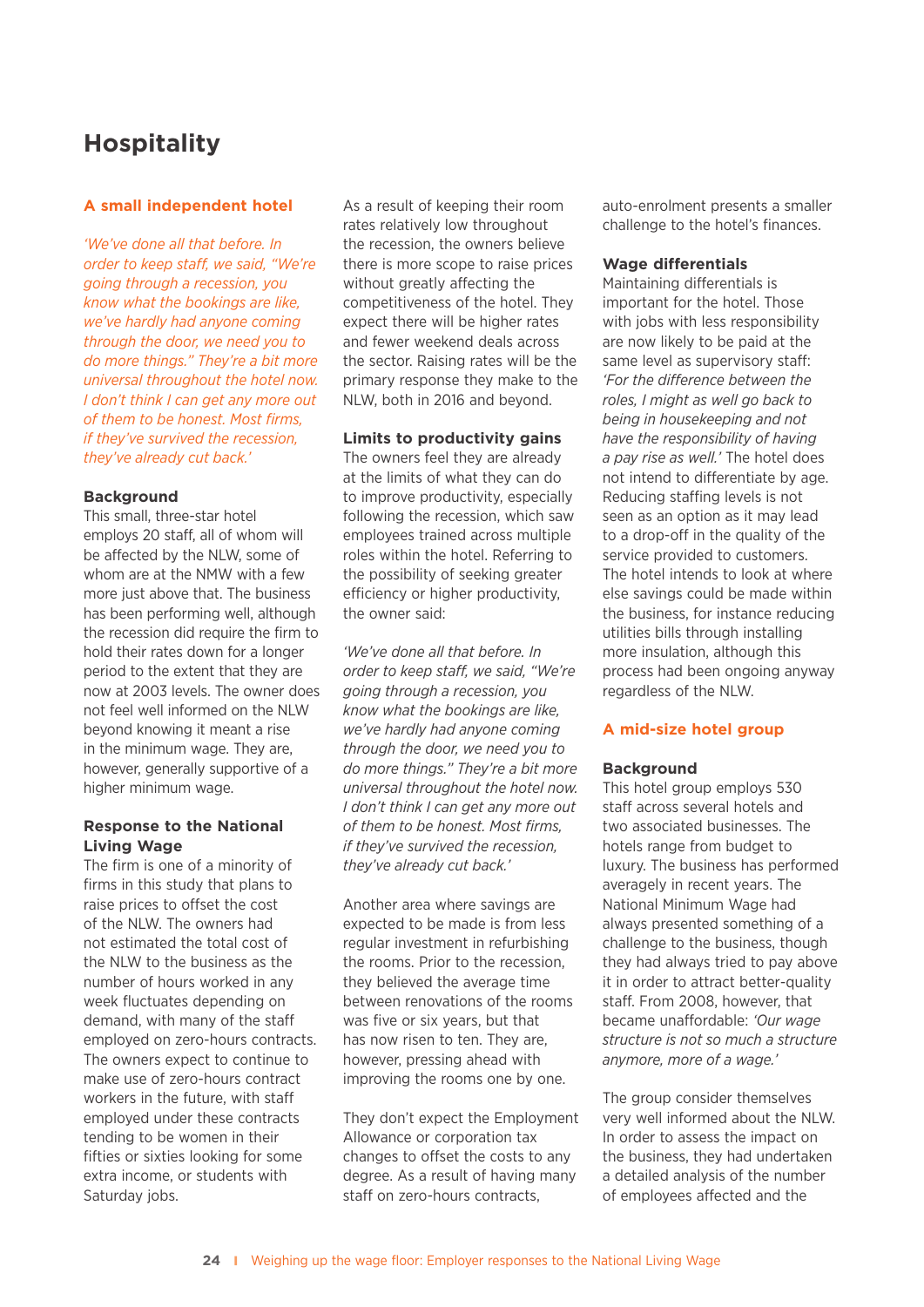# Hospitality

## A small independent hotel

*'We've done all that before. In order to keep staff, we said, "We're going through a recession, you know what the bookings are like, we've hardly had anyone coming through the door, we need you to do more things." They're a bit more universal throughout the hotel now. I don't think I can get any more out of them to be honest. Most firms, if they've survived the recession, they've already cut back.'*

### Background

This small, three-star hotel employs 20 staff, all of whom will be affected by the NLW, some of whom are at the NMW with a few more just above that. The business has been performing well, although the recession did require the firm to hold their rates down for a longer period to the extent that they are now at 2003 levels. The owner does not feel well informed on the NLW beyond knowing it meant a rise in the minimum wage. They are, however, generally supportive of a higher minimum wage.

### Response to the National Living Wage

The firm is one of a minority of firms in this study that plans to raise prices to offset the cost of the NLW. The owners had not estimated the total cost of the NLW to the business as the number of hours worked in any week fluctuates depending on demand, with many of the staff employed on zero-hours contracts. The owners expect to continue to make use of zero-hours contract workers in the future, with staff employed under these contracts tending to be women in their fifties or sixties looking for some extra income, or students with Saturday jobs.

As a result of keeping their room rates relatively low throughout the recession, the owners believe there is more scope to raise prices without greatly affecting the competitiveness of the hotel. They expect there will be higher rates and fewer weekend deals across the sector. Raising rates will be the primary response they make to the NLW, both in 2016 and beyond.

### Limits to productivity gains

The owners feel they are already at the limits of what they can do to improve productivity, especially following the recession, which saw employees trained across multiple roles within the hotel. Referring to the possibility of seeking greater efficiency or higher productivity, the owner said:

*'We've done all that before. In order to keep staff, we said, "We're going through a recession, you know what the bookings are like, we've hardly had anyone coming through the door, we need you to do more things." They're a bit more universal throughout the hotel now. I don't think I can get any more out of them to be honest. Most firms, if they've survived the recession, they've already cut back.'*

Another area where savings are expected to be made is from less regular investment in refurbishing the rooms. Prior to the recession, they believed the average time between renovations of the rooms was five or six years, but that has now risen to ten. They are, however, pressing ahead with improving the rooms one by one.

They don't expect the Employment Allowance or corporation tax changes to offset the costs to any degree. As a result of having many staff on zero-hours contracts, auto-enrolment presents a smaller challenge to the hotel's finances.

### Wage differentials

Maintaining differentials is important for the hotel. Those with jobs with less responsibility are now likely to be paid at the same level as supervisory staff: *'For the difference between the roles, I might as well go back to being in housekeeping and not have the responsibility of having a pay rise as well.'* The hotel does not intend to differentiate by age. Reducing staffing levels is not seen as an option as it may lead to a drop-off in the quality of the service provided to customers. The hotel intends to look at where else savings could be made within the business, for instance reducing utilities bills through installing more insulation, although this process had been ongoing anyway regardless of the NLW.

## A mid-size hotel group

### Background

This hotel group employs 530 staff across several hotels and two associated businesses. The hotels range from budget to luxury. The business has performed averagely in recent years. The National Minimum Wage had always presented something of a challenge to the business, though they had always tried to pay above it in order to attract better-quality staff. From 2008, however, that became unaffordable: *'Our wage structure is not so much a structure anymore, more of a wage.'*

The group consider themselves very well informed about the NLW. In order to assess the impact on the business, they had undertaken a detailed analysis of the number of employees affected and the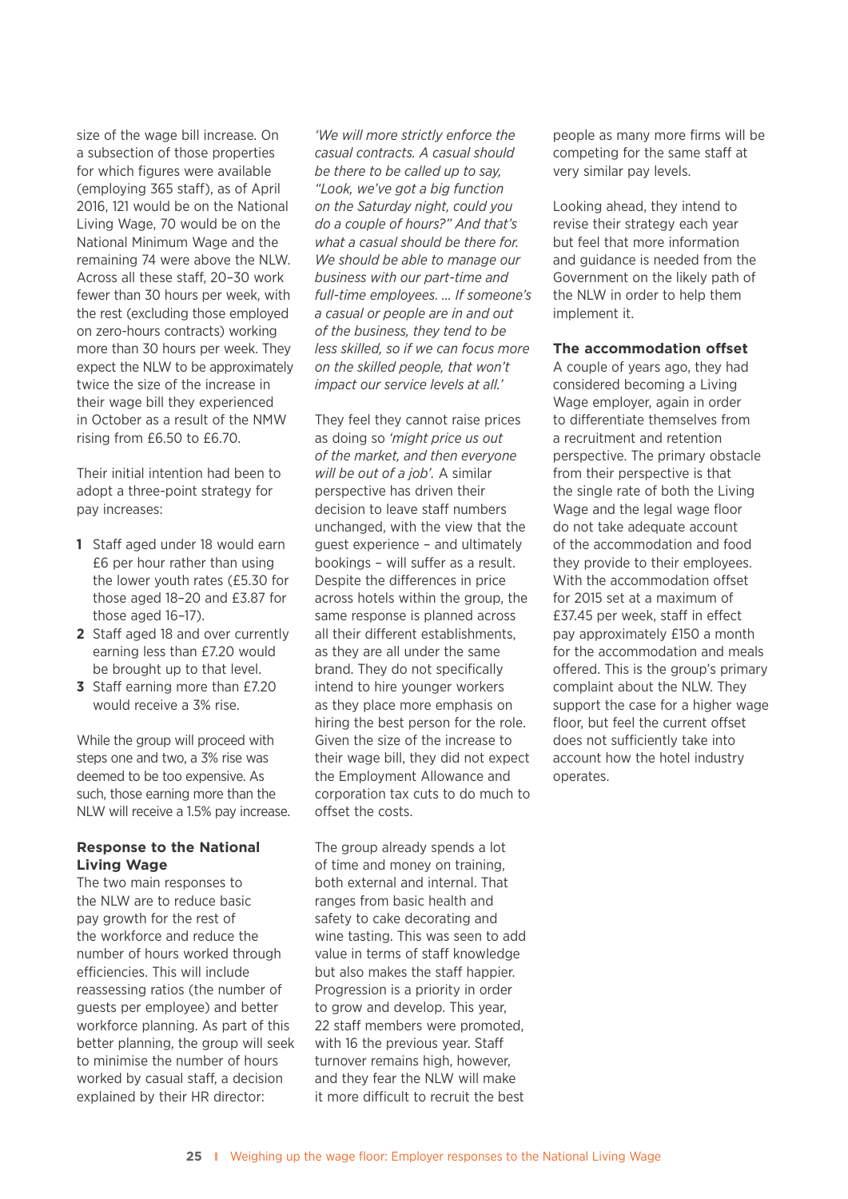size of the wage bill increase. On a subsection of those properties for which figures were available (employing 365 staff), as of April 2016, 121 would be on the National Living Wage, 70 would be on the National Minimum Wage and the remaining 74 were above the NLW. Across all these staff, 20–30 work fewer than 30 hours per week, with the rest (excluding those employed on zero-hours contracts) working more than 30 hours per week. They expect the NLW to be approximately twice the size of the increase in their wage bill they experienced in October as a result of the NMW rising from £6.50 to £6.70.

Their initial intention had been to adopt a three-point strategy for pay increases:

1. Staff aged under 18 would earn £6 per hour rather than using the lower youth rates (£5.30 for those aged 18–20 and £3.87 for those aged 16–17).
2. Staff aged 18 and over currently earning less than £7.20 would be brought up to that level.
3. Staff earning more than £7.20 would receive a 3% rise.

While the group will proceed with steps one and two, a 3% rise was deemed to be too expensive. As such, those earning more than the NLW will receive a 1.5% pay increase.

**Response to the National Living Wage**

The two main responses to the NLW are to reduce basic pay growth for the rest of the workforce and reduce the number of hours worked through efficiencies. This will include reassessing ratios (the number of guests per employee) and better workforce planning. As part of this better planning, the group will seek to minimise the number of hours worked by casual staff, a decision explained by their HR director:

*'We will more strictly enforce the casual contracts. A casual should be there to be called up to say, "Look, we've got a big function on the Saturday night, could you do a couple of hours?" And that's what a casual should be there for. We should be able to manage our business with our part-time and full-time employees. … If someone's a casual or people are in and out of the business, they tend to be less skilled, so if we can focus more on the skilled people, that won't impact our service levels at all.'*

They feel they cannot raise prices as doing so *'might price us out of the market, and then everyone will be out of a job'*. A similar perspective has driven their decision to leave staff numbers unchanged, with the view that the guest experience – and ultimately bookings – will suffer as a result. Despite the differences in price across hotels within the group, the same response is planned across all their different establishments, as they are all under the same brand. They do not specifically intend to hire younger workers as they place more emphasis on hiring the best person for the role. Given the size of the increase to their wage bill, they did not expect the Employment Allowance and corporation tax cuts to do much to offset the costs.

The group already spends a lot of time and money on training, both external and internal. That ranges from basic health and safety to cake decorating and wine tasting. This was seen to add value in terms of staff knowledge but also makes the staff happier. Progression is a priority in order to grow and develop. This year, 22 staff members were promoted, with 16 the previous year. Staff turnover remains high, however, and they fear the NLW will make it more difficult to recruit the best people as many more firms will be competing for the same staff at very similar pay levels.

Looking ahead, they intend to revise their strategy each year but feel that more information and guidance is needed from the Government on the likely path of the NLW in order to help them implement it.

**The accommodation offset**

A couple of years ago, they had considered becoming a Living Wage employer, again in order to differentiate themselves from a recruitment and retention perspective. The primary obstacle from their perspective is that the single rate of both the Living Wage and the legal wage floor do not take adequate account of the accommodation and food they provide to their employees. With the accommodation offset for 2015 set at a maximum of £37.45 per week, staff in effect pay approximately £150 a month for the accommodation and meals offered. This is the group's primary complaint about the NLW. They support the case for a higher wage floor, but feel the current offset does not sufficiently take into account how the hotel industry operates.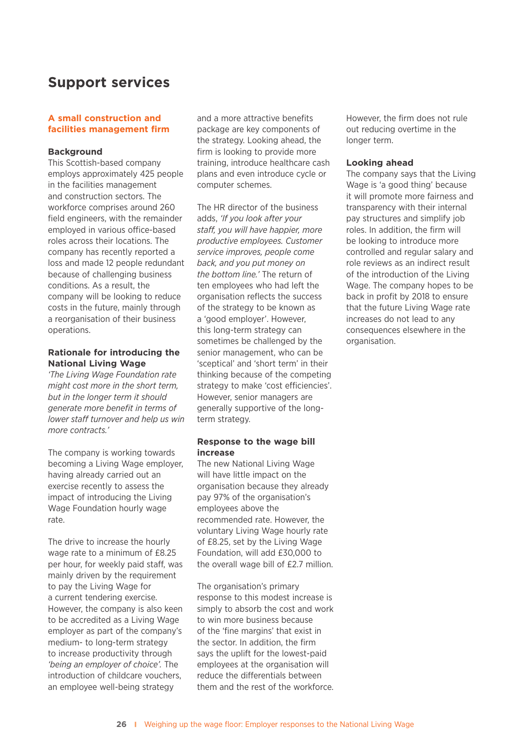# Support services

### A small construction and facilities management firm

**Background**

This Scottish-based company employs approximately 425 people in the facilities management and construction sectors. The workforce comprises around 260 field engineers, with the remainder employed in various office-based roles across their locations. The company has recently reported a loss and made 12 people redundant because of challenging business conditions. As a result, the company will be looking to reduce costs in the future, mainly through a reorganisation of their business operations.

**Rationale for introducing the National Living Wage**

*'The Living Wage Foundation rate might cost more in the short term, but in the longer term it should generate more benefit in terms of lower staff turnover and help us win more contracts.'*

The company is working towards becoming a Living Wage employer, having already carried out an exercise recently to assess the impact of introducing the Living Wage Foundation hourly wage rate.

The drive to increase the hourly wage rate to a minimum of £8.25 per hour, for weekly paid staff, was mainly driven by the requirement to pay the Living Wage for a current tendering exercise. However, the company is also keen to be accredited as a Living Wage employer as part of the company's medium- to long-term strategy to increase productivity through *'being an employer of choice'*. The introduction of childcare vouchers, an employee well-being strategy and a more attractive benefits package are key components of the strategy. Looking ahead, the firm is looking to provide more training, introduce healthcare cash plans and even introduce cycle or computer schemes.

The HR director of the business adds, *'If you look after your staff, you will have happier, more productive employees. Customer service improves, people come back, and you put money on the bottom line.'* The return of ten employees who had left the organisation reflects the success of the strategy to be known as a 'good employer'. However, this long-term strategy can sometimes be challenged by the senior management, who can be 'sceptical' and 'short term' in their thinking because of the competing strategy to make 'cost efficiencies'. However, senior managers are generally supportive of the long-term strategy.

**Response to the wage bill increase**

The new National Living Wage will have little impact on the organisation because they already pay 97% of the organisation's employees above the recommended rate. However, the voluntary Living Wage hourly rate of £8.25, set by the Living Wage Foundation, will add £30,000 to the overall wage bill of £2.7 million.

The organisation's primary response to this modest increase is simply to absorb the cost and work to win more business because of the 'fine margins' that exist in the sector. In addition, the firm says the uplift for the lowest-paid employees at the organisation will reduce the differentials between them and the rest of the workforce. However, the firm does not rule out reducing overtime in the longer term.

**Looking ahead**

The company says that the Living Wage is 'a good thing' because it will promote more fairness and transparency with their internal pay structures and simplify job roles. In addition, the firm will be looking to introduce more controlled and regular salary and role reviews as an indirect result of the introduction of the Living Wage. The company hopes to be back in profit by 2018 to ensure that the future Living Wage rate increases do not lead to any consequences elsewhere in the organisation.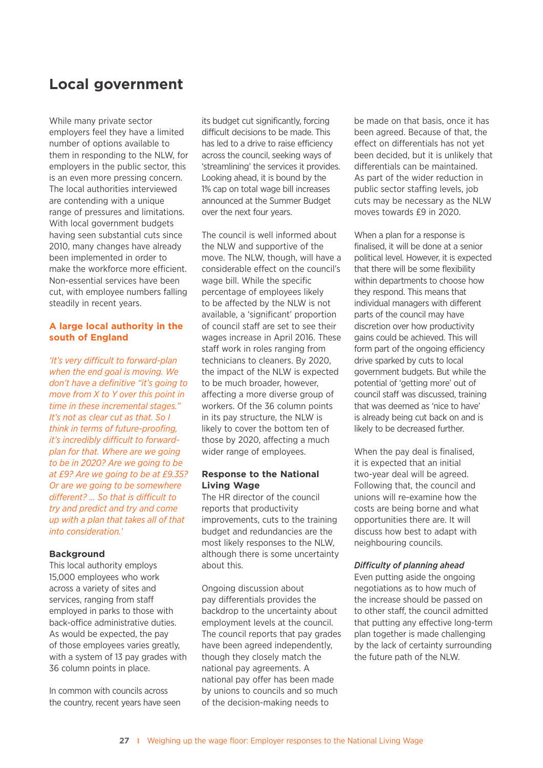## Local government

While many private sector employers feel they have a limited number of options available to them in responding to the NLW, for employers in the public sector, this is an even more pressing concern. The local authorities interviewed are contending with a unique range of pressures and limitations. With local government budgets having seen substantial cuts since 2010, many changes have already been implemented in order to make the workforce more efficient. Non-essential services have been cut, with employee numbers falling steadily in recent years.

### A large local authority in the south of England

*'It's very difficult to forward-plan when the end goal is moving. We don't have a definitive "it's going to move from X to Y over this point in time in these incremental stages." It's not as clear cut as that. So I think in terms of future-proofing, it's incredibly difficult to forward-plan for that. Where are we going to be in 2020? Are we going to be at £9? Are we going to be at £9.35? Or are we going to be somewhere different? ... So that is difficult to try and predict and try and come up with a plan that takes all of that into consideration.'*

**Background**

This local authority employs 15,000 employees who work across a variety of sites and services, ranging from staff employed in parks to those with back-office administrative duties. As would be expected, the pay of those employees varies greatly, with a system of 13 pay grades with 36 column points in place.

In common with councils across the country, recent years have seen its budget cut significantly, forcing difficult decisions to be made. This has led to a drive to raise efficiency across the council, seeking ways of 'streamlining' the services it provides. Looking ahead, it is bound by the 1% cap on total wage bill increases announced at the Summer Budget over the next four years.

The council is well informed about the NLW and supportive of the move. The NLW, though, will have a considerable effect on the council's wage bill. While the specific percentage of employees likely to be affected by the NLW is not available, a 'significant' proportion of council staff are set to see their wages increase in April 2016. These staff work in roles ranging from technicians to cleaners. By 2020, the impact of the NLW is expected to be much broader, however, affecting a more diverse group of workers. Of the 36 column points in its pay structure, the NLW is likely to cover the bottom ten of those by 2020, affecting a much wider range of employees.

**Response to the National Living Wage**

The HR director of the council reports that productivity improvements, cuts to the training budget and redundancies are the most likely responses to the NLW, although there is some uncertainty about this.

Ongoing discussion about pay differentials provides the backdrop to the uncertainty about employment levels at the council. The council reports that pay grades have been agreed independently, though they closely match the national pay agreements. A national pay offer has been made by unions to councils and so much of the decision-making needs to be made on that basis, once it has been agreed. Because of that, the effect on differentials has not yet been decided, but it is unlikely that differentials can be maintained. As part of the wider reduction in public sector staffing levels, job cuts may be necessary as the NLW moves towards £9 in 2020.

When a plan for a response is finalised, it will be done at a senior political level. However, it is expected that there will be some flexibility within departments to choose how they respond. This means that individual managers with different parts of the council may have discretion over how productivity gains could be achieved. This will form part of the ongoing efficiency drive sparked by cuts to local government budgets. But while the potential of 'getting more' out of council staff was discussed, training that was deemed as 'nice to have' is already being cut back on and is likely to be decreased further.

When the pay deal is finalised, it is expected that an initial two-year deal will be agreed. Following that, the council and unions will re-examine how the costs are being borne and what opportunities there are. It will discuss how best to adapt with neighbouring councils.

***Difficulty of planning ahead***

Even putting aside the ongoing negotiations as to how much of the increase should be passed on to other staff, the council admitted that putting any effective long-term plan together is made challenging by the lack of certainty surrounding the future path of the NLW.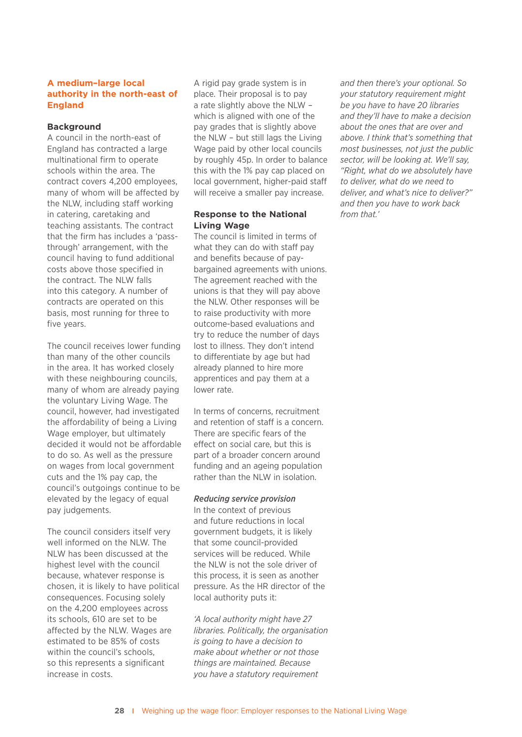### A medium-large local authority in the north-east of England

**Background**

A council in the north-east of England has contracted a large multinational firm to operate schools within the area. The contract covers 4,200 employees, many of whom will be affected by the NLW, including staff working in catering, caretaking and teaching assistants. The contract that the firm has includes a 'pass-through' arrangement, with the council having to fund additional costs above those specified in the contract. The NLW falls into this category. A number of contracts are operated on this basis, most running for three to five years.

The council receives lower funding than many of the other councils in the area. It has worked closely with these neighbouring councils, many of whom are already paying the voluntary Living Wage. The council, however, had investigated the affordability of being a Living Wage employer, but ultimately decided it would not be affordable to do so. As well as the pressure on wages from local government cuts and the 1% pay cap, the council's outgoings continue to be elevated by the legacy of equal pay judgements.

The council considers itself very well informed on the NLW. The NLW has been discussed at the highest level with the council because, whatever response is chosen, it is likely to have political consequences. Focusing solely on the 4,200 employees across its schools, 610 are set to be affected by the NLW. Wages are estimated to be 85% of costs within the council's schools, so this represents a significant increase in costs.

A rigid pay grade system is in place. Their proposal is to pay a rate slightly above the NLW – which is aligned with one of the pay grades that is slightly above the NLW – but still lags the Living Wage paid by other local councils by roughly 45p. In order to balance this with the 1% pay cap placed on local government, higher-paid staff will receive a smaller pay increase.

**Response to the National Living Wage**

The council is limited in terms of what they can do with staff pay and benefits because of pay-bargained agreements with unions. The agreement reached with the unions is that they will pay above the NLW. Other responses will be to raise productivity with more outcome-based evaluations and try to reduce the number of days lost to illness. They don't intend to differentiate by age but had already planned to hire more apprentices and pay them at a lower rate.

In terms of concerns, recruitment and retention of staff is a concern. There are specific fears of the effect on social care, but this is part of a broader concern around funding and an ageing population rather than the NLW in isolation.

***Reducing service provision***

In the context of previous and future reductions in local government budgets, it is likely that some council-provided services will be reduced. While the NLW is not the sole driver of this process, it is seen as another pressure. As the HR director of the local authority puts it:

*'A local authority might have 27 libraries. Politically, the organisation is going to have a decision to make about whether or not those things are maintained. Because you have a statutory requirement and then there's your optional. So your statutory requirement might be you have to have 20 libraries and they'll have to make a decision about the ones that are over and above. I think that's something that most businesses, not just the public sector, will be looking at. We'll say, "Right, what do we absolutely have to deliver, what do we need to deliver, and what's nice to deliver?" and then you have to work back from that.'*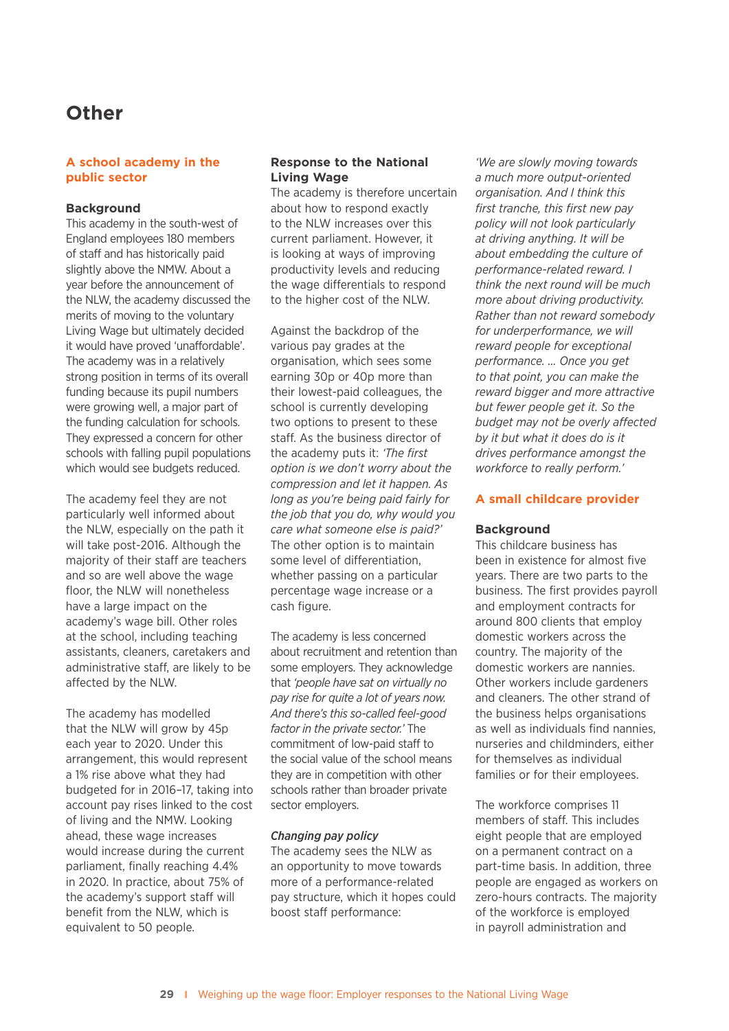# Other

## A school academy in the public sector

### Background

This academy in the south-west of England employees 180 members of staff and has historically paid slightly above the NMW. About a year before the announcement of the NLW, the academy discussed the merits of moving to the voluntary Living Wage but ultimately decided it would have proved 'unaffordable'. The academy was in a relatively strong position in terms of its overall funding because its pupil numbers were growing well, a major part of the funding calculation for schools. They expressed a concern for other schools with falling pupil populations which would see budgets reduced.

The academy feel they are not particularly well informed about the NLW, especially on the path it will take post-2016. Although the majority of their staff are teachers and so are well above the wage floor, the NLW will nonetheless have a large impact on the academy's wage bill. Other roles at the school, including teaching assistants, cleaners, caretakers and administrative staff, are likely to be affected by the NLW.

The academy has modelled that the NLW will grow by 45p each year to 2020. Under this arrangement, this would represent a 1% rise above what they had budgeted for in 2016–17, taking into account pay rises linked to the cost of living and the NMW. Looking ahead, these wage increases would increase during the current parliament, finally reaching 4.4% in 2020. In practice, about 75% of the academy's support staff will benefit from the NLW, which is equivalent to 50 people.

### Response to the National Living Wage

The academy is therefore uncertain about how to respond exactly to the NLW increases over this current parliament. However, it is looking at ways of improving productivity levels and reducing the wage differentials to respond to the higher cost of the NLW.

Against the backdrop of the various pay grades at the organisation, which sees some earning 30p or 40p more than their lowest-paid colleagues, the school is currently developing two options to present to these staff. As the business director of the academy puts it: *'The first option is we don't worry about the compression and let it happen. As long as you're being paid fairly for the job that you do, why would you care what someone else is paid?'* The other option is to maintain some level of differentiation, whether passing on a particular percentage wage increase or a cash figure.

The academy is less concerned about recruitment and retention than some employers. They acknowledge that *'people have sat on virtually no pay rise for quite a lot of years now. And there's this so-called feel-good factor in the private sector.'* The commitment of low-paid staff to the social value of the school means they are in competition with other schools rather than broader private sector employers.

#### *Changing pay policy*

The academy sees the NLW as an opportunity to move towards more of a performance-related pay structure, which it hopes could boost staff performance:

*'We are slowly moving towards a much more output-oriented organisation. And I think this first tranche, this first new pay policy will not look particularly at driving anything. It will be about embedding the culture of performance-related reward. I think the next round will be much more about driving productivity. Rather than not reward somebody for underperformance, we will reward people for exceptional performance. … Once you get to that point, you can make the reward bigger and more attractive but fewer people get it. So the budget may not be overly affected by it but what it does do is it drives performance amongst the workforce to really perform.'*

## A small childcare provider

### Background

This childcare business has been in existence for almost five years. There are two parts to the business. The first provides payroll and employment contracts for around 800 clients that employ domestic workers across the country. The majority of the domestic workers are nannies. Other workers include gardeners and cleaners. The other strand of the business helps organisations as well as individuals find nannies, nurseries and childminders, either for themselves as individual families or for their employees.

The workforce comprises 11 members of staff. This includes eight people that are employed on a permanent contract on a part-time basis. In addition, three people are engaged as workers on zero-hours contracts. The majority of the workforce is employed in payroll administration and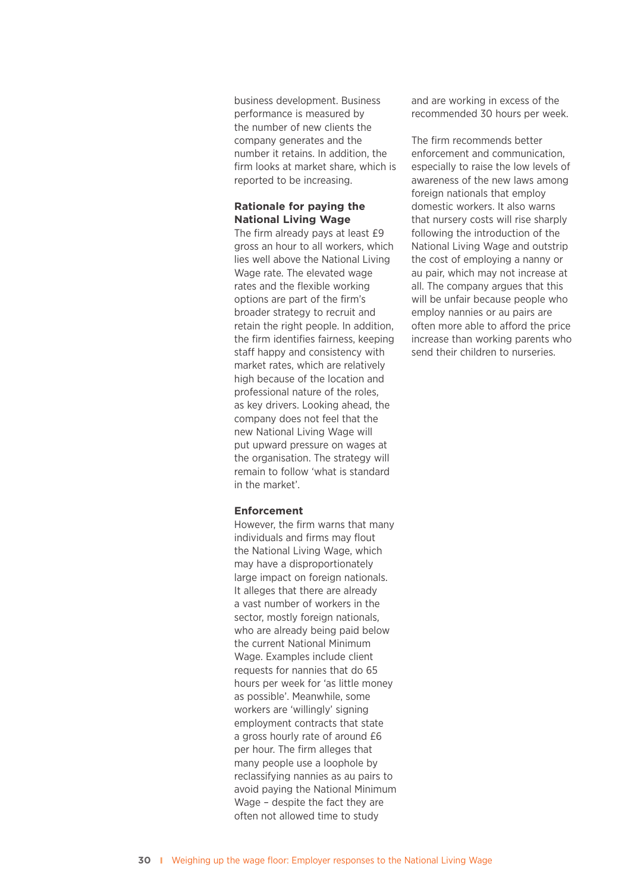business development. Business performance is measured by the number of new clients the company generates and the number it retains. In addition, the firm looks at market share, which is reported to be increasing.

### Rationale for paying the National Living Wage

The firm already pays at least £9 gross an hour to all workers, which lies well above the National Living Wage rate. The elevated wage rates and the flexible working options are part of the firm's broader strategy to recruit and retain the right people. In addition, the firm identifies fairness, keeping staff happy and consistency with market rates, which are relatively high because of the location and professional nature of the roles, as key drivers. Looking ahead, the company does not feel that the new National Living Wage will put upward pressure on wages at the organisation. The strategy will remain to follow 'what is standard in the market'.

### Enforcement

However, the firm warns that many individuals and firms may flout the National Living Wage, which may have a disproportionately large impact on foreign nationals. It alleges that there are already a vast number of workers in the sector, mostly foreign nationals, who are already being paid below the current National Minimum Wage. Examples include client requests for nannies that do 65 hours per week for 'as little money as possible'. Meanwhile, some workers are 'willingly' signing employment contracts that state a gross hourly rate of around £6 per hour. The firm alleges that many people use a loophole by reclassifying nannies as au pairs to avoid paying the National Minimum Wage – despite the fact they are often not allowed time to study and are working in excess of the recommended 30 hours per week.

The firm recommends better enforcement and communication, especially to raise the low levels of awareness of the new laws among foreign nationals that employ domestic workers. It also warns that nursery costs will rise sharply following the introduction of the National Living Wage and outstrip the cost of employing a nanny or au pair, which may not increase at all. The company argues that this will be unfair because people who employ nannies or au pairs are often more able to afford the price increase than working parents who send their children to nurseries.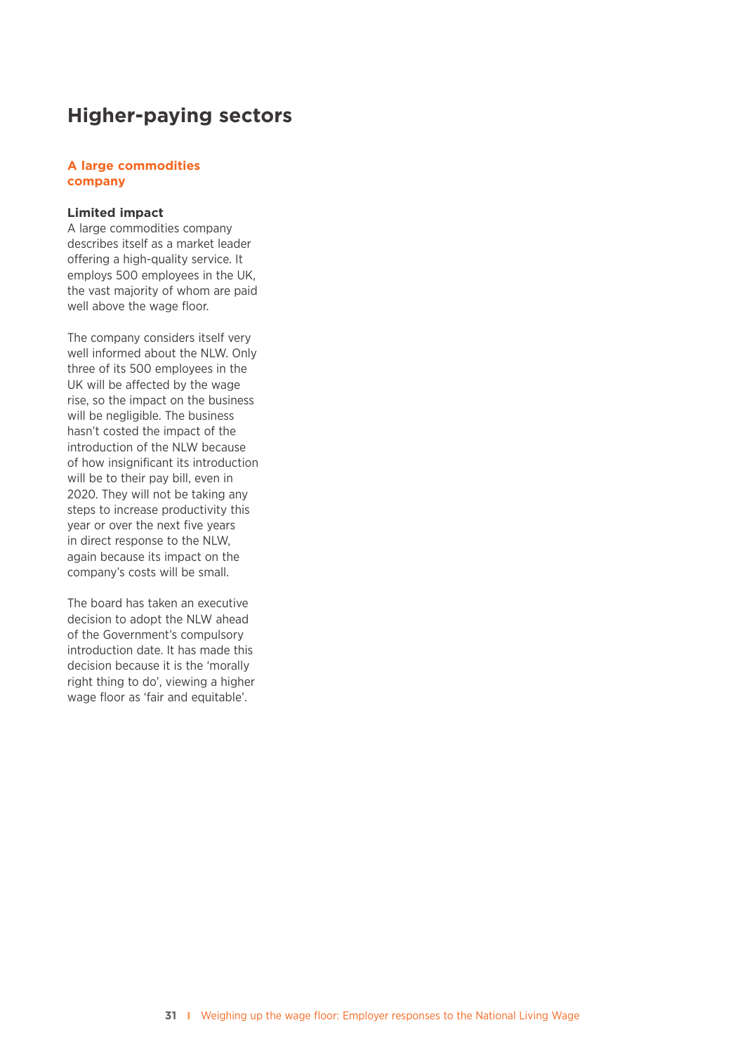# Higher-paying sectors

## A large commodities company

### Limited impact

A large commodities company describes itself as a market leader offering a high-quality service. It employs 500 employees in the UK, the vast majority of whom are paid well above the wage floor.

The company considers itself very well informed about the NLW. Only three of its 500 employees in the UK will be affected by the wage rise, so the impact on the business will be negligible. The business hasn't costed the impact of the introduction of the NLW because of how insignificant its introduction will be to their pay bill, even in 2020. They will not be taking any steps to increase productivity this year or over the next five years in direct response to the NLW, again because its impact on the company's costs will be small.

The board has taken an executive decision to adopt the NLW ahead of the Government's compulsory introduction date. It has made this decision because it is the 'morally right thing to do', viewing a higher wage floor as 'fair and equitable'.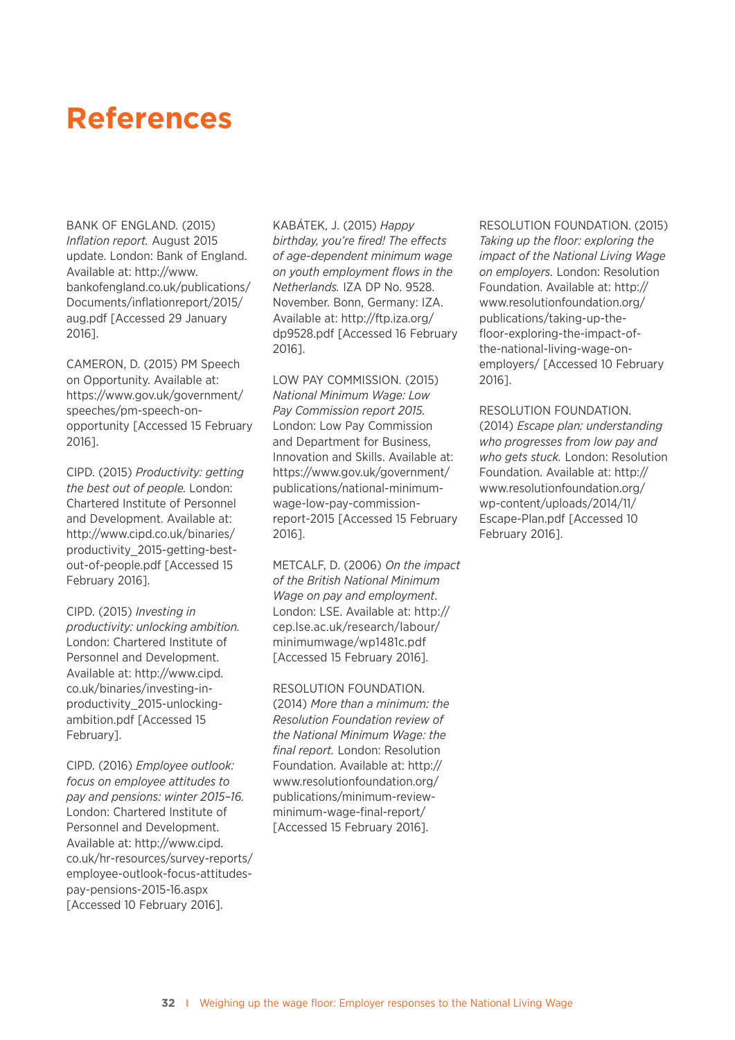# References

BANK OF ENGLAND. (2015) *Inflation report.* August 2015 update. London: Bank of England. Available at: http://www.bankofengland.co.uk/publications/Documents/inflationreport/2015/aug.pdf [Accessed 29 January 2016].

CAMERON, D. (2015) PM Speech on Opportunity. Available at: https://www.gov.uk/government/speeches/pm-speech-on-opportunity [Accessed 15 February 2016].

CIPD. (2015) *Productivity: getting the best out of people.* London: Chartered Institute of Personnel and Development. Available at: http://www.cipd.co.uk/binaries/productivity_2015-getting-best-out-of-people.pdf [Accessed 15 February 2016].

CIPD. (2015) *Investing in productivity: unlocking ambition.* London: Chartered Institute of Personnel and Development. Available at: http://www.cipd.co.uk/binaries/investing-in-productivity_2015-unlocking-ambition.pdf [Accessed 15 February].

CIPD. (2016) *Employee outlook: focus on employee attitudes to pay and pensions: winter 2015–16.* London: Chartered Institute of Personnel and Development. Available at: http://www.cipd.co.uk/hr-resources/survey-reports/employee-outlook-focus-attitudes-pay-pensions-2015-16.aspx [Accessed 10 February 2016].

KABÁTEK, J. (2015) *Happy birthday, you're fired! The effects of age-dependent minimum wage on youth employment flows in the Netherlands.* IZA DP No. 9528. November. Bonn, Germany: IZA. Available at: http://ftp.iza.org/dp9528.pdf [Accessed 16 February 2016].

LOW PAY COMMISSION. (2015) *National Minimum Wage: Low Pay Commission report 2015.* London: Low Pay Commission and Department for Business, Innovation and Skills. Available at: https://www.gov.uk/government/publications/national-minimum-wage-low-pay-commission-report-2015 [Accessed 15 February 2016].

METCALF, D. (2006) *On the impact of the British National Minimum Wage on pay and employment.* London: LSE. Available at: http://cep.lse.ac.uk/research/labour/minimumwage/wp1481c.pdf [Accessed 15 February 2016].

RESOLUTION FOUNDATION. (2014) *More than a minimum: the Resolution Foundation review of the National Minimum Wage: the final report.* London: Resolution Foundation. Available at: http://www.resolutionfoundation.org/publications/minimum-review-minimum-wage-final-report/ [Accessed 15 February 2016].

RESOLUTION FOUNDATION. (2015) *Taking up the floor: exploring the impact of the National Living Wage on employers.* London: Resolution Foundation. Available at: http://www.resolutionfoundation.org/publications/taking-up-the-floor-exploring-the-impact-of-the-national-living-wage-on-employers/ [Accessed 10 February 2016].

RESOLUTION FOUNDATION. (2014) *Escape plan: understanding who progresses from low pay and who gets stuck.* London: Resolution Foundation. Available at: http://www.resolutionfoundation.org/wp-content/uploads/2014/11/Escape-Plan.pdf [Accessed 10 February 2016].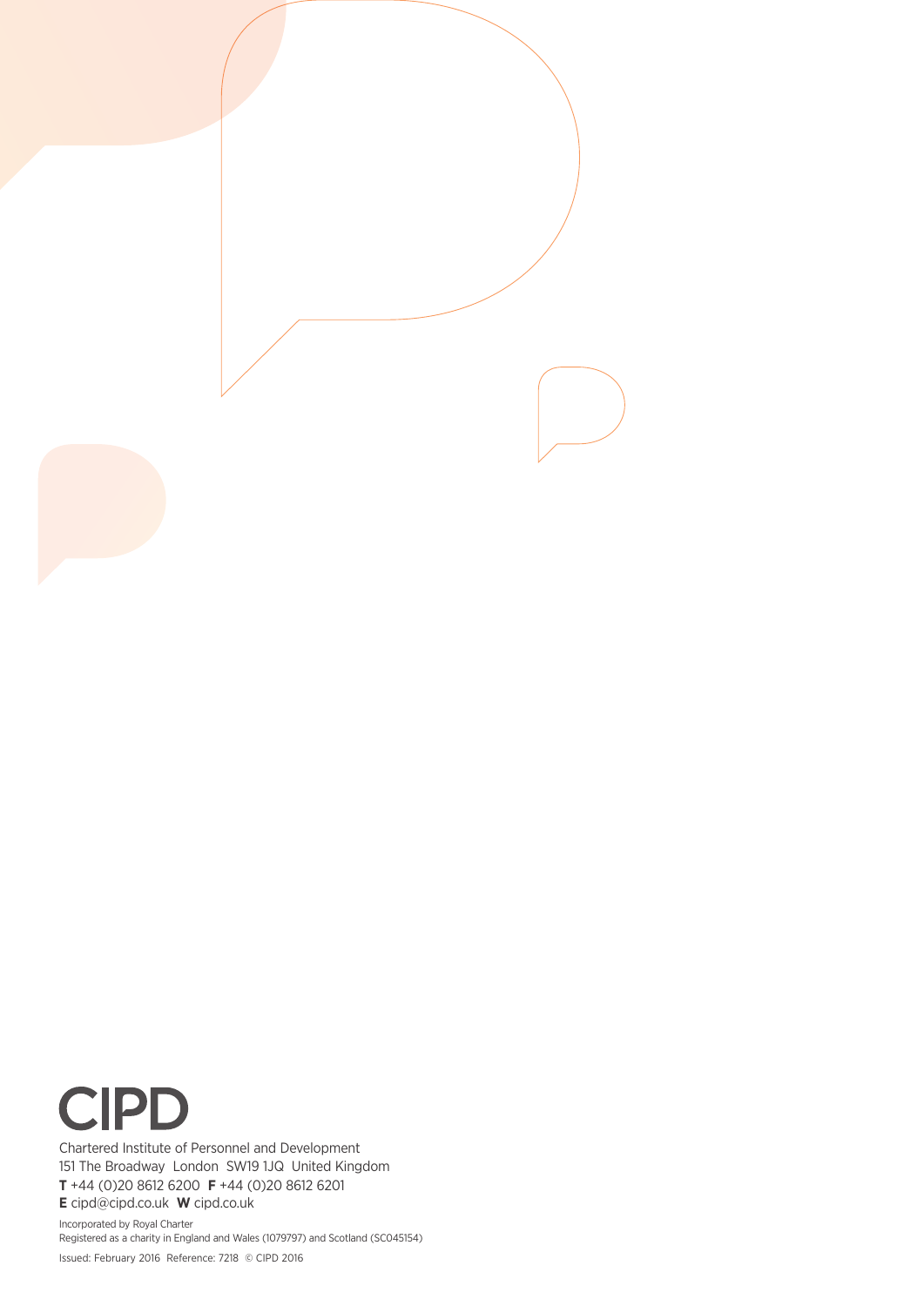CIPD

Chartered Institute of Personnel and Development
151 The Broadway London SW19 1JQ United Kingdom
**T** +44 (0)20 8612 6200 **F** +44 (0)20 8612 6201
**E** cipd@cipd.co.uk **W** cipd.co.uk

Incorporated by Royal Charter
Registered as a charity in England and Wales (1079797) and Scotland (SC045154)

Issued: February 2016 Reference: 7218 © CIPD 2016